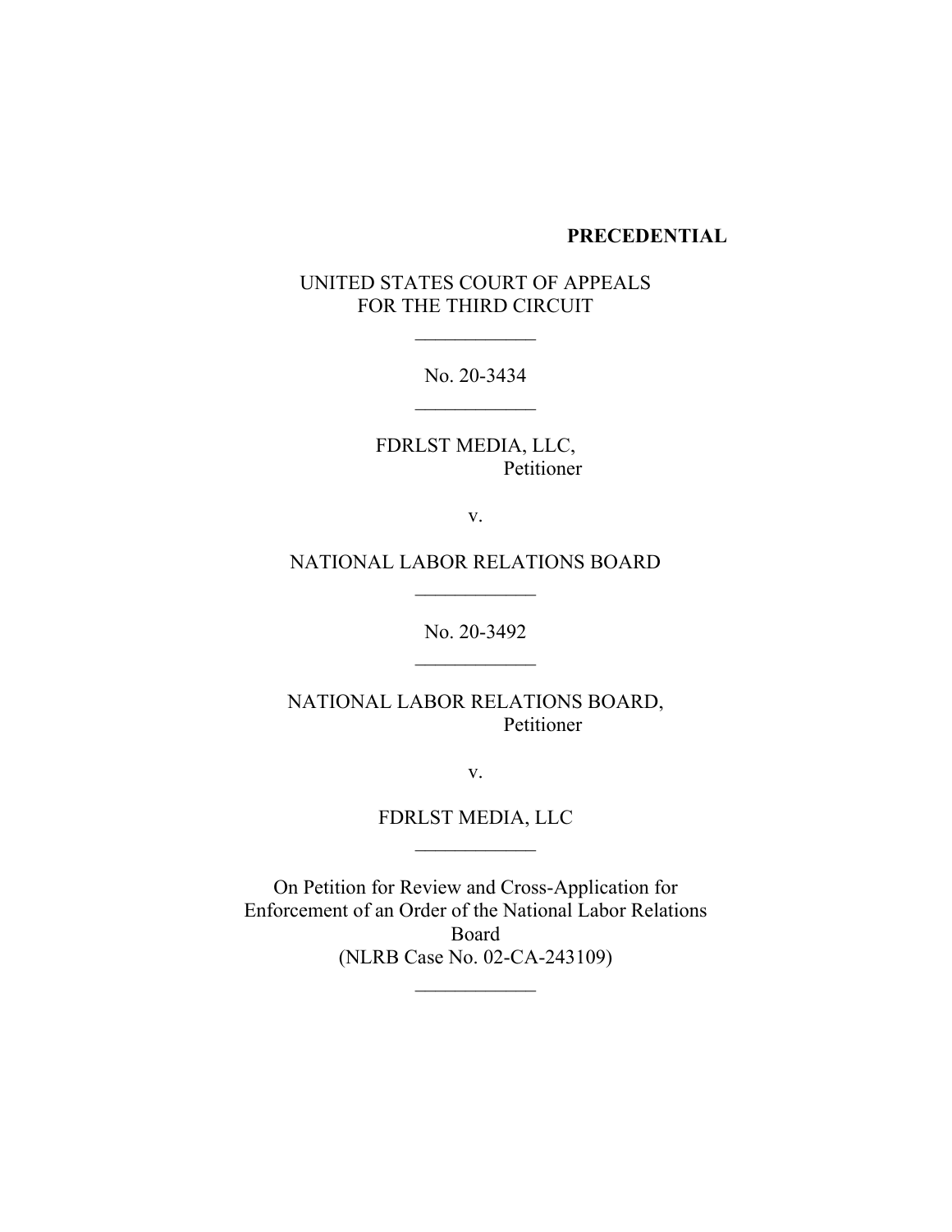**PRECEDENTIAL**

UNITED STATES COURT OF APPEALS
FOR THE THIRD CIRCUIT

\_\_\_\_\_\_\_\_\_\_\_\_

No. 20-3434

\_\_\_\_\_\_\_\_\_\_\_\_

FDRLST MEDIA, LLC,
Petitioner

v.

NATIONAL LABOR RELATIONS BOARD

\_\_\_\_\_\_\_\_\_\_\_\_

No. 20-3492

\_\_\_\_\_\_\_\_\_\_\_\_

NATIONAL LABOR RELATIONS BOARD,
Petitioner

v.

FDRLST MEDIA, LLC

\_\_\_\_\_\_\_\_\_\_\_\_

On Petition for Review and Cross-Application for Enforcement of an Order of the National Labor Relations Board
(NLRB Case No. 02-CA-243109)

\_\_\_\_\_\_\_\_\_\_\_\_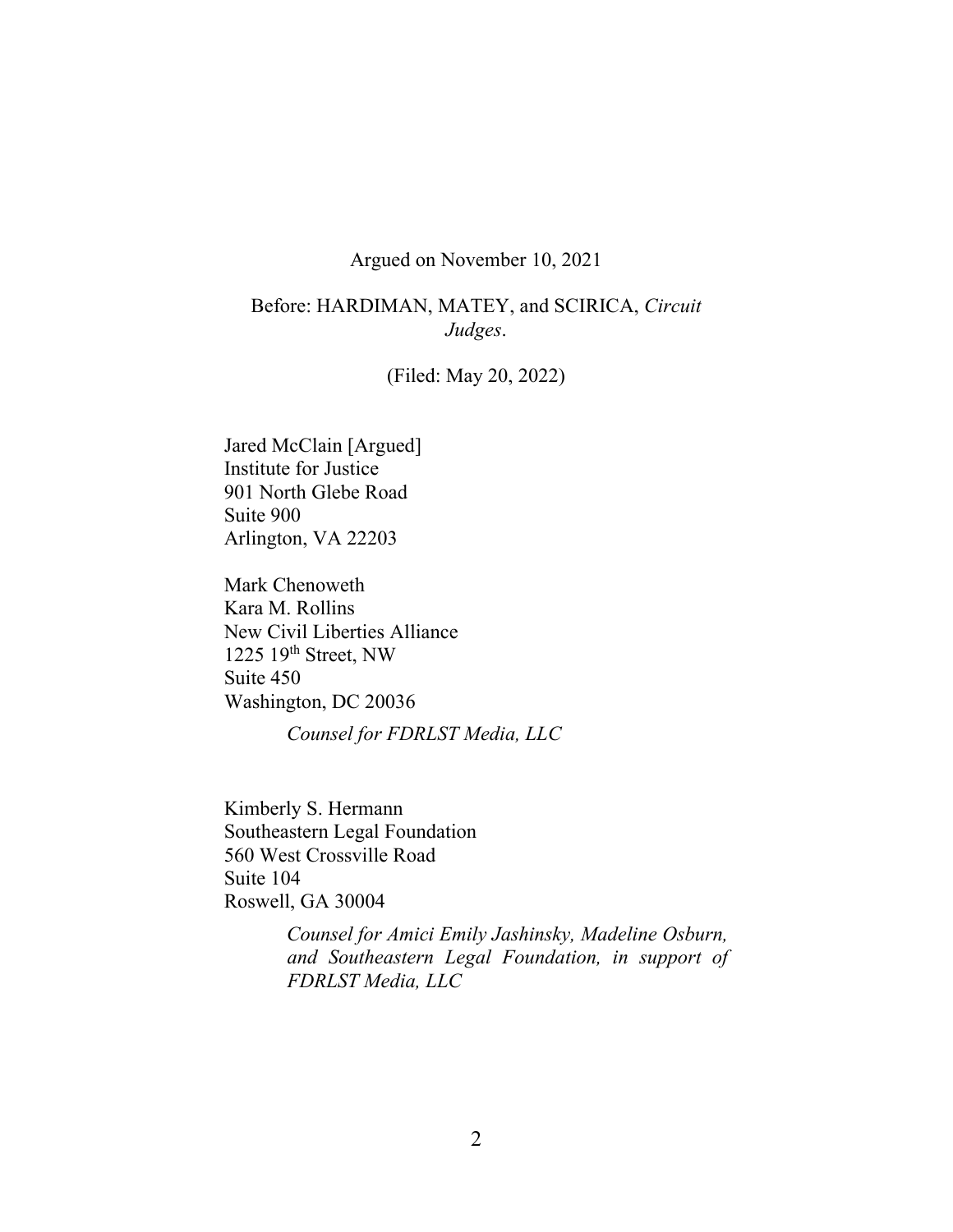Argued on November 10, 2021

Before: HARDIMAN, MATEY, and SCIRICA, *Circuit Judges*.

(Filed: May 20, 2022)

Jared McClain [Argued]
Institute for Justice
901 North Glebe Road
Suite 900
Arlington, VA 22203

Mark Chenoweth
Kara M. Rollins
New Civil Liberties Alliance
1225 19th Street, NW
Suite 450
Washington, DC 20036

*Counsel for FDRLST Media, LLC*

Kimberly S. Hermann
Southeastern Legal Foundation
560 West Crossville Road
Suite 104
Roswell, GA 30004

*Counsel for Amici Emily Jashinsky, Madeline Osburn, and Southeastern Legal Foundation, in support of FDRLST Media, LLC*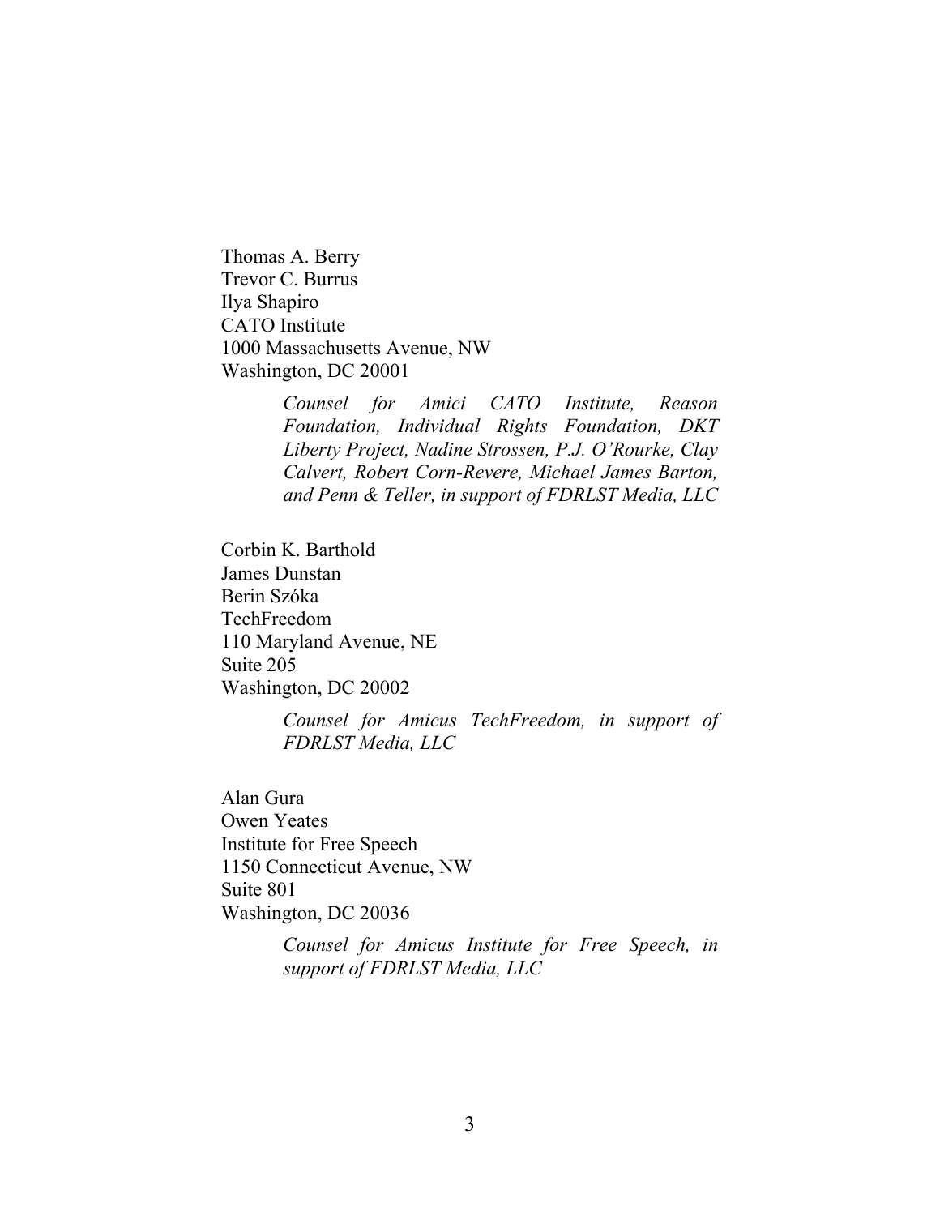Thomas A. Berry  
Trevor C. Burrus  
Ilya Shapiro  
CATO Institute  
1000 Massachusetts Avenue, NW  
Washington, DC 20001

> *Counsel for Amici CATO Institute, Reason Foundation, Individual Rights Foundation, DKT Liberty Project, Nadine Strossen, P.J. O'Rourke, Clay Calvert, Robert Corn-Revere, Michael James Barton, and Penn & Teller, in support of FDRLST Media, LLC*

Corbin K. Barthold  
James Dunstan  
Berin Szóka  
TechFreedom  
110 Maryland Avenue, NE  
Suite 205  
Washington, DC 20002

> *Counsel for Amicus TechFreedom, in support of FDRLST Media, LLC*

Alan Gura  
Owen Yeates  
Institute for Free Speech  
1150 Connecticut Avenue, NW  
Suite 801  
Washington, DC 20036

> *Counsel for Amicus Institute for Free Speech, in support of FDRLST Media, LLC*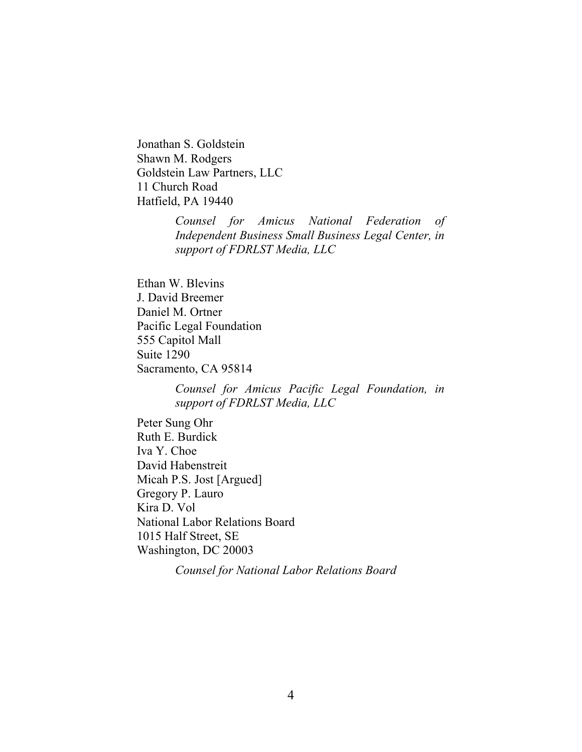Jonathan S. Goldstein
Shawn M. Rodgers
Goldstein Law Partners, LLC
11 Church Road
Hatfield, PA 19440

> *Counsel for Amicus National Federation of Independent Business Small Business Legal Center, in support of FDRLST Media, LLC*

Ethan W. Blevins
J. David Breemer
Daniel M. Ortner
Pacific Legal Foundation
555 Capitol Mall
Suite 1290
Sacramento, CA 95814

> *Counsel for Amicus Pacific Legal Foundation, in support of FDRLST Media, LLC*

Peter Sung Ohr
Ruth E. Burdick
Iva Y. Choe
David Habenstreit
Micah P.S. Jost [Argued]
Gregory P. Lauro
Kira D. Vol
National Labor Relations Board
1015 Half Street, SE
Washington, DC 20003

> *Counsel for National Labor Relations Board*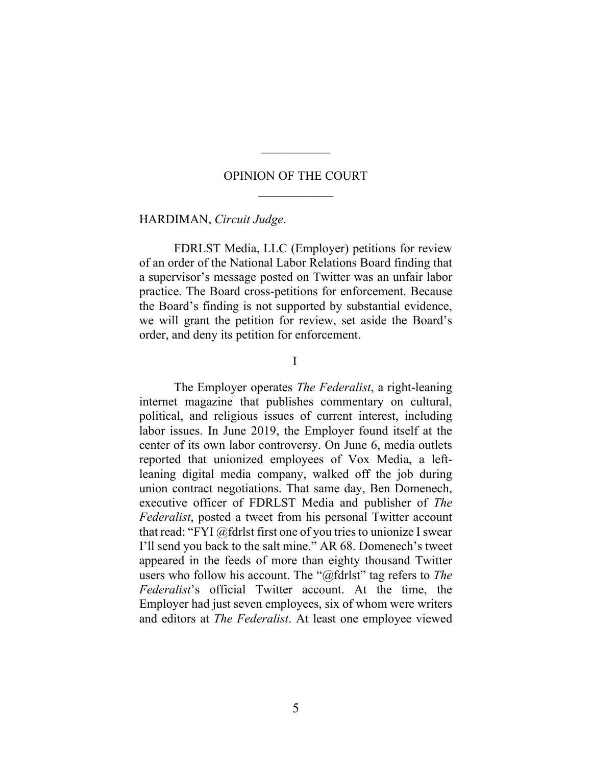OPINION OF THE COURT

HARDIMAN, *Circuit Judge*.

FDRLST Media, LLC (Employer) petitions for review of an order of the National Labor Relations Board finding that a supervisor's message posted on Twitter was an unfair labor practice. The Board cross-petitions for enforcement. Because the Board's finding is not supported by substantial evidence, we will grant the petition for review, set aside the Board's order, and deny its petition for enforcement.

I

The Employer operates *The Federalist*, a right-leaning internet magazine that publishes commentary on cultural, political, and religious issues of current interest, including labor issues. In June 2019, the Employer found itself at the center of its own labor controversy. On June 6, media outlets reported that unionized employees of Vox Media, a left-leaning digital media company, walked off the job during union contract negotiations. That same day, Ben Domenech, executive officer of FDRLST Media and publisher of *The Federalist*, posted a tweet from his personal Twitter account that read: "FYI @fdrlst first one of you tries to unionize I swear I'll send you back to the salt mine." AR 68. Domenech's tweet appeared in the feeds of more than eighty thousand Twitter users who follow his account. The "@fdrlst" tag refers to *The Federalist*'s official Twitter account. At the time, the Employer had just seven employees, six of whom were writers and editors at *The Federalist*. At least one employee viewed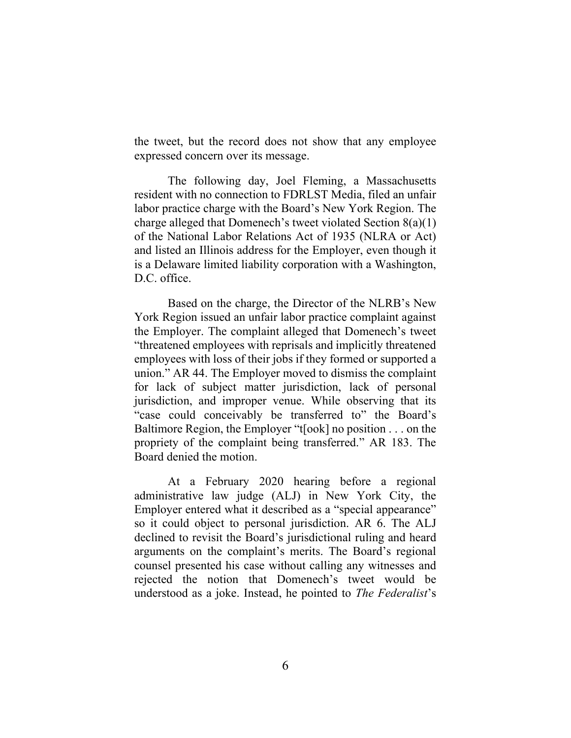the tweet, but the record does not show that any employee expressed concern over its message.

The following day, Joel Fleming, a Massachusetts resident with no connection to FDRLST Media, filed an unfair labor practice charge with the Board's New York Region. The charge alleged that Domenech's tweet violated Section 8(a)(1) of the National Labor Relations Act of 1935 (NLRA or Act) and listed an Illinois address for the Employer, even though it is a Delaware limited liability corporation with a Washington, D.C. office.

Based on the charge, the Director of the NLRB's New York Region issued an unfair labor practice complaint against the Employer. The complaint alleged that Domenech's tweet "threatened employees with reprisals and implicitly threatened employees with loss of their jobs if they formed or supported a union." AR 44. The Employer moved to dismiss the complaint for lack of subject matter jurisdiction, lack of personal jurisdiction, and improper venue. While observing that its "case could conceivably be transferred to" the Board's Baltimore Region, the Employer "t[ook] no position . . . on the propriety of the complaint being transferred." AR 183. The Board denied the motion.

At a February 2020 hearing before a regional administrative law judge (ALJ) in New York City, the Employer entered what it described as a "special appearance" so it could object to personal jurisdiction. AR 6. The ALJ declined to revisit the Board's jurisdictional ruling and heard arguments on the complaint's merits. The Board's regional counsel presented his case without calling any witnesses and rejected the notion that Domenech's tweet would be understood as a joke. Instead, he pointed to *The Federalist*'s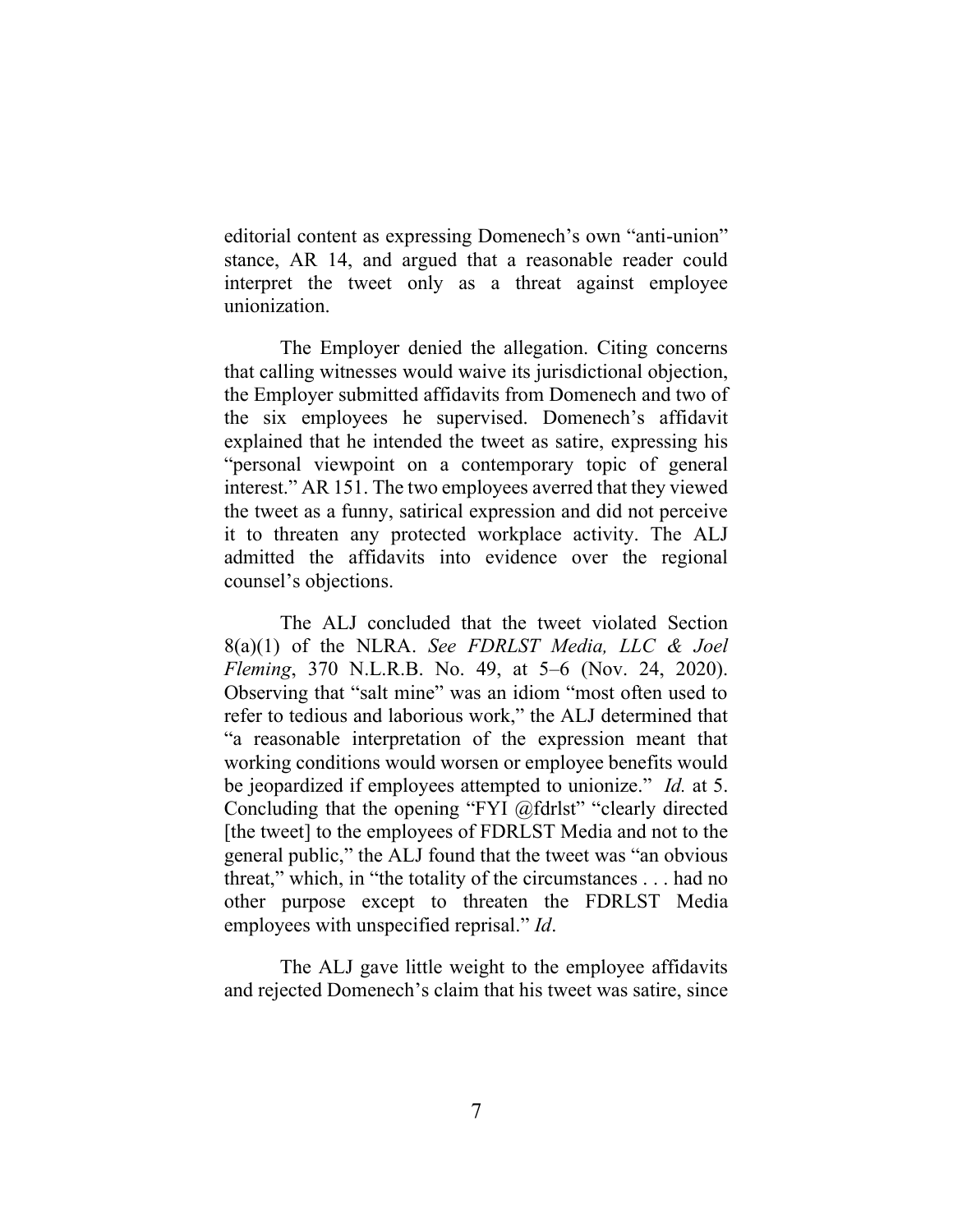editorial content as expressing Domenech's own "anti-union" stance, AR 14, and argued that a reasonable reader could interpret the tweet only as a threat against employee unionization.

The Employer denied the allegation. Citing concerns that calling witnesses would waive its jurisdictional objection, the Employer submitted affidavits from Domenech and two of the six employees he supervised. Domenech's affidavit explained that he intended the tweet as satire, expressing his "personal viewpoint on a contemporary topic of general interest." AR 151. The two employees averred that they viewed the tweet as a funny, satirical expression and did not perceive it to threaten any protected workplace activity. The ALJ admitted the affidavits into evidence over the regional counsel's objections.

The ALJ concluded that the tweet violated Section 8(a)(1) of the NLRA. *See FDRLST Media, LLC & Joel Fleming*, 370 N.L.R.B. No. 49, at 5–6 (Nov. 24, 2020). Observing that "salt mine" was an idiom "most often used to refer to tedious and laborious work," the ALJ determined that "a reasonable interpretation of the expression meant that working conditions would worsen or employee benefits would be jeopardized if employees attempted to unionize." *Id.* at 5. Concluding that the opening "FYI @fdrlst" "clearly directed [the tweet] to the employees of FDRLST Media and not to the general public," the ALJ found that the tweet was "an obvious threat," which, in "the totality of the circumstances . . . had no other purpose except to threaten the FDRLST Media employees with unspecified reprisal." *Id*.

The ALJ gave little weight to the employee affidavits and rejected Domenech's claim that his tweet was satire, since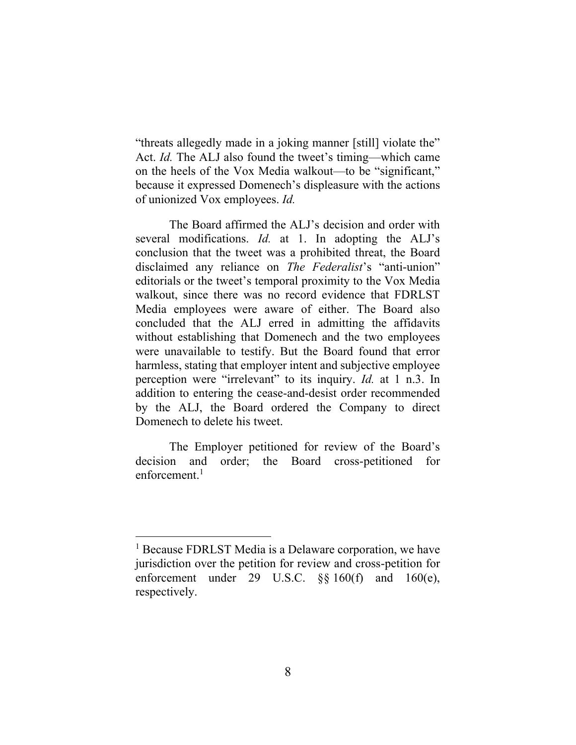"threats allegedly made in a joking manner [still] violate the" Act. *Id.* The ALJ also found the tweet's timing—which came on the heels of the Vox Media walkout—to be "significant," because it expressed Domenech's displeasure with the actions of unionized Vox employees. *Id.*

The Board affirmed the ALJ's decision and order with several modifications. *Id.* at 1. In adopting the ALJ's conclusion that the tweet was a prohibited threat, the Board disclaimed any reliance on *The Federalist*'s "anti-union" editorials or the tweet's temporal proximity to the Vox Media walkout, since there was no record evidence that FDRLST Media employees were aware of either. The Board also concluded that the ALJ erred in admitting the affidavits without establishing that Domenech and the two employees were unavailable to testify. But the Board found that error harmless, stating that employer intent and subjective employee perception were "irrelevant" to its inquiry. *Id.* at 1 n.3. In addition to entering the cease-and-desist order recommended by the ALJ, the Board ordered the Company to direct Domenech to delete his tweet.

The Employer petitioned for review of the Board's decision and order; the Board cross-petitioned for enforcement.[1]

---

[1] Because FDRLST Media is a Delaware corporation, we have jurisdiction over the petition for review and cross-petition for enforcement under 29 U.S.C. §§ 160(f) and 160(e), respectively.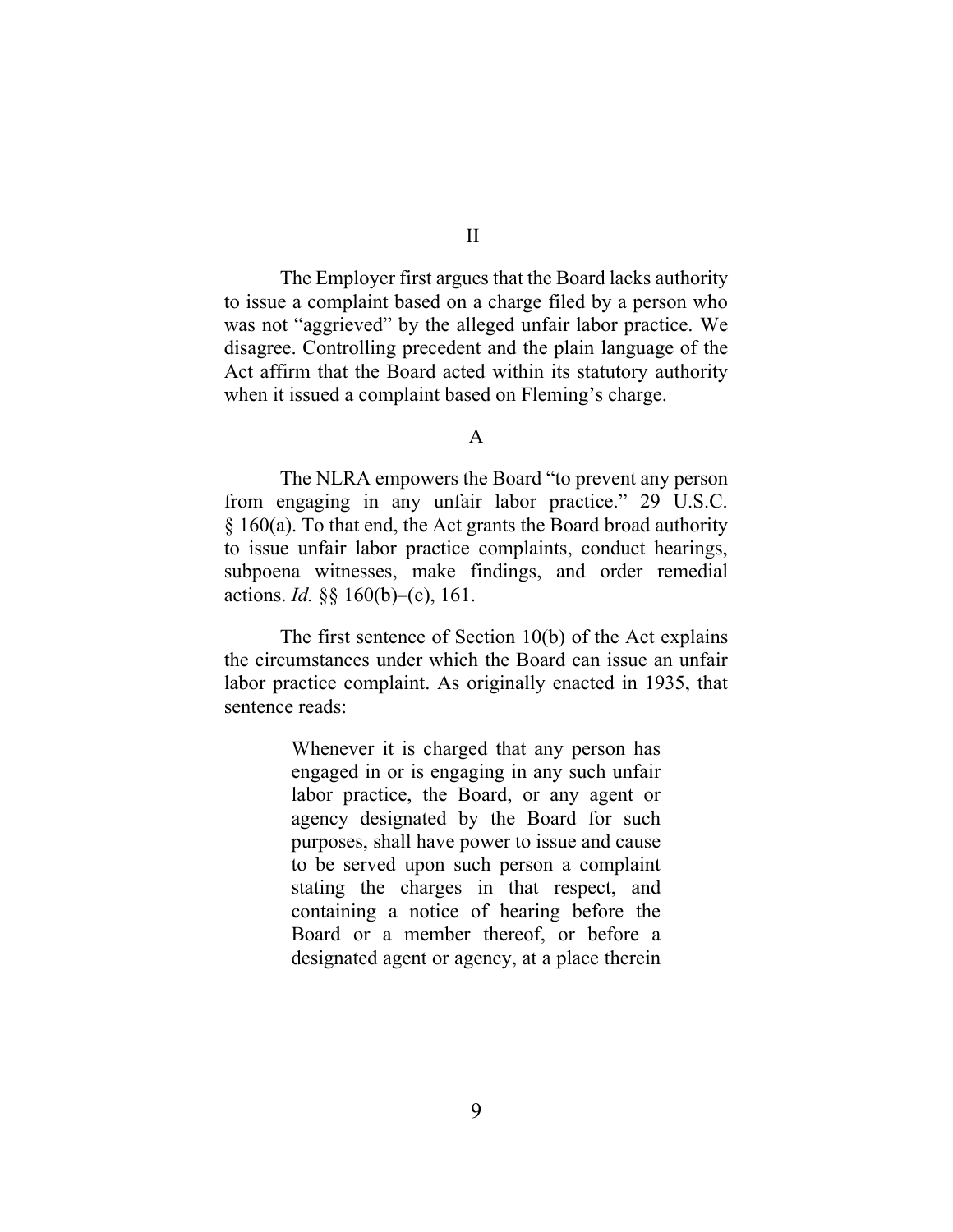## II

The Employer first argues that the Board lacks authority to issue a complaint based on a charge filed by a person who was not "aggrieved" by the alleged unfair labor practice. We disagree. Controlling precedent and the plain language of the Act affirm that the Board acted within its statutory authority when it issued a complaint based on Fleming's charge.

### A

The NLRA empowers the Board "to prevent any person from engaging in any unfair labor practice." 29 U.S.C. § 160(a). To that end, the Act grants the Board broad authority to issue unfair labor practice complaints, conduct hearings, subpoena witnesses, make findings, and order remedial actions. *Id.* §§ 160(b)–(c), 161.

The first sentence of Section 10(b) of the Act explains the circumstances under which the Board can issue an unfair labor practice complaint. As originally enacted in 1935, that sentence reads:

> Whenever it is charged that any person has engaged in or is engaging in any such unfair labor practice, the Board, or any agent or agency designated by the Board for such purposes, shall have power to issue and cause to be served upon such person a complaint stating the charges in that respect, and containing a notice of hearing before the Board or a member thereof, or before a designated agent or agency, at a place therein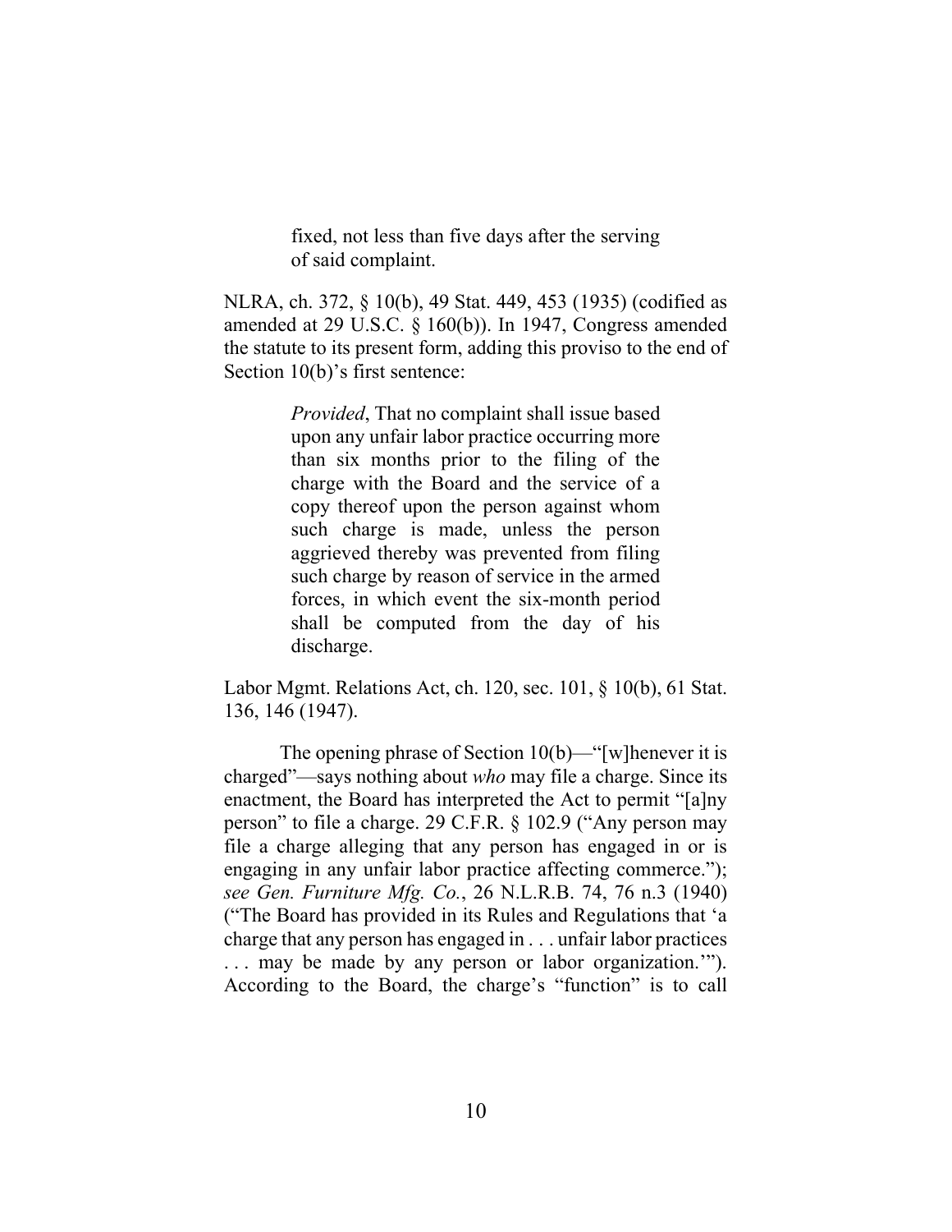> fixed, not less than five days after the serving of said complaint.

NLRA, ch. 372, § 10(b), 49 Stat. 449, 453 (1935) (codified as amended at 29 U.S.C. § 160(b)). In 1947, Congress amended the statute to its present form, adding this proviso to the end of Section 10(b)'s first sentence:

> *Provided*, That no complaint shall issue based upon any unfair labor practice occurring more than six months prior to the filing of the charge with the Board and the service of a copy thereof upon the person against whom such charge is made, unless the person aggrieved thereby was prevented from filing such charge by reason of service in the armed forces, in which event the six-month period shall be computed from the day of his discharge.

Labor Mgmt. Relations Act, ch. 120, sec. 101, § 10(b), 61 Stat. 136, 146 (1947).

The opening phrase of Section 10(b)—"[w]henever it is charged"—says nothing about *who* may file a charge. Since its enactment, the Board has interpreted the Act to permit "[a]ny person" to file a charge. 29 C.F.R. § 102.9 ("Any person may file a charge alleging that any person has engaged in or is engaging in any unfair labor practice affecting commerce."); *see Gen. Furniture Mfg. Co.*, 26 N.L.R.B. 74, 76 n.3 (1940) ("The Board has provided in its Rules and Regulations that 'a charge that any person has engaged in . . . unfair labor practices . . . may be made by any person or labor organization.'"). According to the Board, the charge's "function" is to call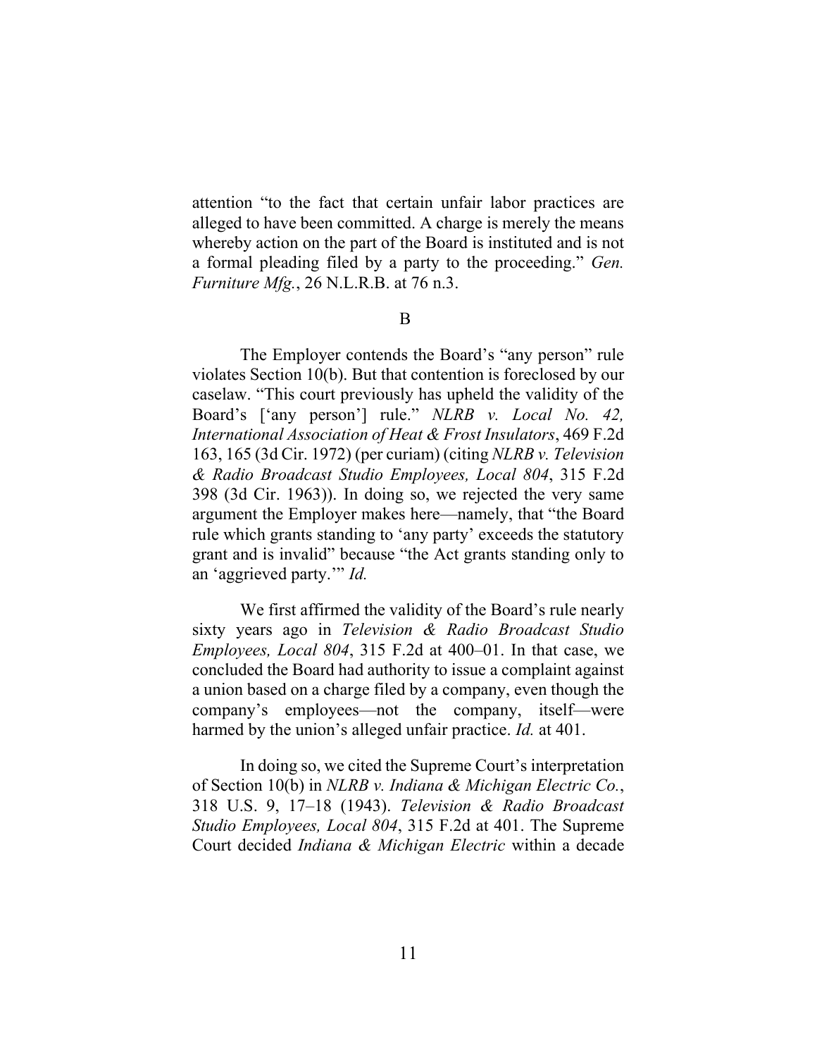attention "to the fact that certain unfair labor practices are alleged to have been committed. A charge is merely the means whereby action on the part of the Board is instituted and is not a formal pleading filed by a party to the proceeding." *Gen. Furniture Mfg.*, 26 N.L.R.B. at 76 n.3.

B

The Employer contends the Board's "any person" rule violates Section 10(b). But that contention is foreclosed by our caselaw. "This court previously has upheld the validity of the Board's ['any person'] rule." *NLRB v. Local No. 42, International Association of Heat & Frost Insulators*, 469 F.2d 163, 165 (3d Cir. 1972) (per curiam) (citing *NLRB v. Television & Radio Broadcast Studio Employees, Local 804*, 315 F.2d 398 (3d Cir. 1963)). In doing so, we rejected the very same argument the Employer makes here—namely, that "the Board rule which grants standing to 'any party' exceeds the statutory grant and is invalid" because "the Act grants standing only to an 'aggrieved party.'" *Id.*

We first affirmed the validity of the Board's rule nearly sixty years ago in *Television & Radio Broadcast Studio Employees, Local 804*, 315 F.2d at 400–01. In that case, we concluded the Board had authority to issue a complaint against a union based on a charge filed by a company, even though the company's employees—not the company, itself—were harmed by the union's alleged unfair practice. *Id.* at 401.

In doing so, we cited the Supreme Court's interpretation of Section 10(b) in *NLRB v. Indiana & Michigan Electric Co.*, 318 U.S. 9, 17–18 (1943). *Television & Radio Broadcast Studio Employees, Local 804*, 315 F.2d at 401. The Supreme Court decided *Indiana & Michigan Electric* within a decade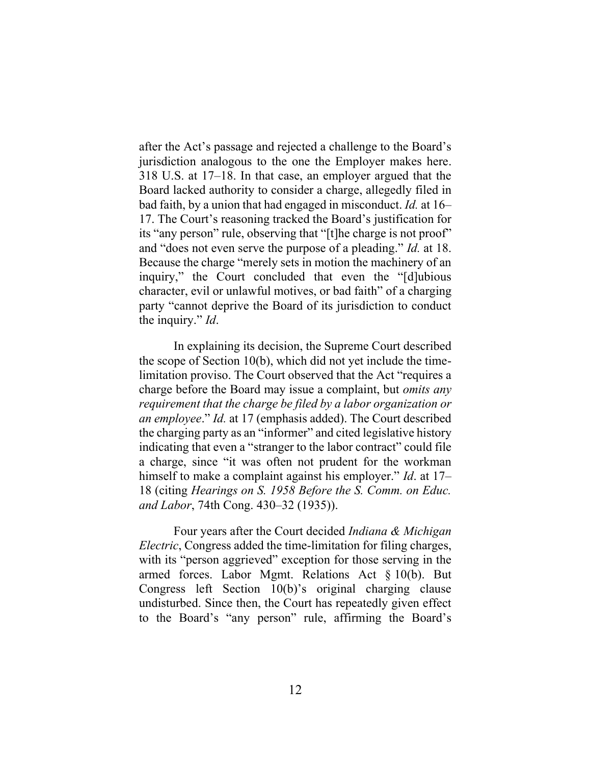after the Act's passage and rejected a challenge to the Board's jurisdiction analogous to the one the Employer makes here. 318 U.S. at 17–18. In that case, an employer argued that the Board lacked authority to consider a charge, allegedly filed in bad faith, by a union that had engaged in misconduct. *Id.* at 16–17. The Court's reasoning tracked the Board's justification for its "any person" rule, observing that "[t]he charge is not proof" and "does not even serve the purpose of a pleading." *Id.* at 18. Because the charge "merely sets in motion the machinery of an inquiry," the Court concluded that even the "[d]ubious character, evil or unlawful motives, or bad faith" of a charging party "cannot deprive the Board of its jurisdiction to conduct the inquiry." *Id*.

In explaining its decision, the Supreme Court described the scope of Section 10(b), which did not yet include the time-limitation proviso. The Court observed that the Act "requires a charge before the Board may issue a complaint, but *omits any requirement that the charge be filed by a labor organization or an employee*." *Id.* at 17 (emphasis added). The Court described the charging party as an "informer" and cited legislative history indicating that even a "stranger to the labor contract" could file a charge, since "it was often not prudent for the workman himself to make a complaint against his employer." *Id*. at 17–18 (citing *Hearings on S. 1958 Before the S. Comm. on Educ. and Labor*, 74th Cong. 430–32 (1935)).

Four years after the Court decided *Indiana & Michigan Electric*, Congress added the time-limitation for filing charges, with its "person aggrieved" exception for those serving in the armed forces. Labor Mgmt. Relations Act § 10(b). But Congress left Section 10(b)'s original charging clause undisturbed. Since then, the Court has repeatedly given effect to the Board's "any person" rule, affirming the Board's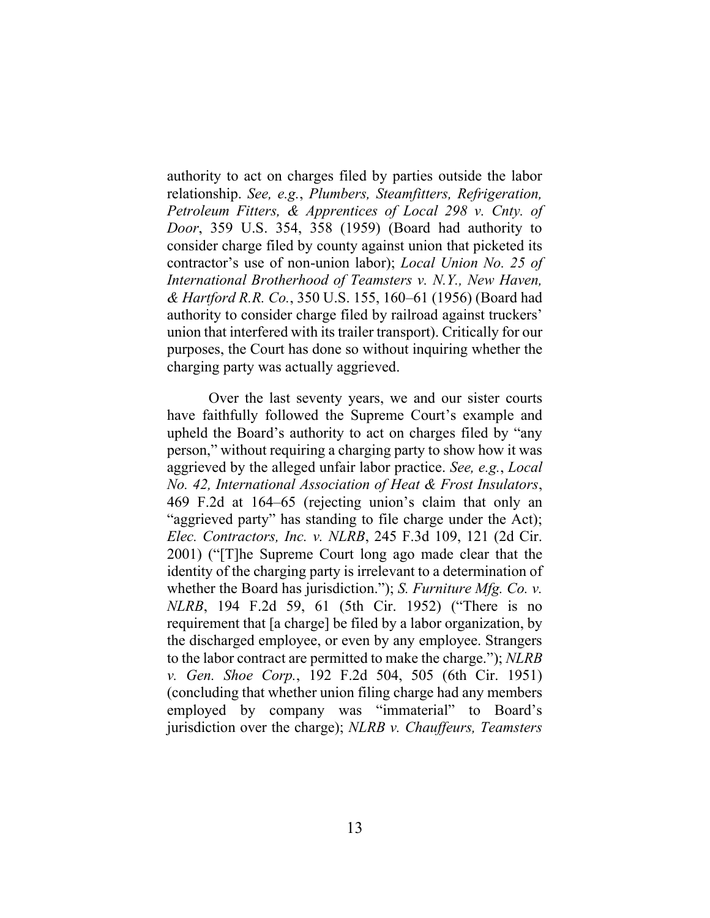authority to act on charges filed by parties outside the labor relationship. *See, e.g.*, *Plumbers, Steamfitters, Refrigeration, Petroleum Fitters, & Apprentices of Local 298 v. Cnty. of Door*, 359 U.S. 354, 358 (1959) (Board had authority to consider charge filed by county against union that picketed its contractor's use of non-union labor); *Local Union No. 25 of International Brotherhood of Teamsters v. N.Y., New Haven, & Hartford R.R. Co.*, 350 U.S. 155, 160–61 (1956) (Board had authority to consider charge filed by railroad against truckers' union that interfered with its trailer transport). Critically for our purposes, the Court has done so without inquiring whether the charging party was actually aggrieved.

Over the last seventy years, we and our sister courts have faithfully followed the Supreme Court's example and upheld the Board's authority to act on charges filed by "any person," without requiring a charging party to show how it was aggrieved by the alleged unfair labor practice. *See, e.g.*, *Local No. 42, International Association of Heat & Frost Insulators*, 469 F.2d at 164–65 (rejecting union's claim that only an "aggrieved party" has standing to file charge under the Act); *Elec. Contractors, Inc. v. NLRB*, 245 F.3d 109, 121 (2d Cir. 2001) ("[T]he Supreme Court long ago made clear that the identity of the charging party is irrelevant to a determination of whether the Board has jurisdiction."); *S. Furniture Mfg. Co. v. NLRB*, 194 F.2d 59, 61 (5th Cir. 1952) ("There is no requirement that [a charge] be filed by a labor organization, by the discharged employee, or even by any employee. Strangers to the labor contract are permitted to make the charge."); *NLRB v. Gen. Shoe Corp.*, 192 F.2d 504, 505 (6th Cir. 1951) (concluding that whether union filing charge had any members employed by company was "immaterial" to Board's jurisdiction over the charge); *NLRB v. Chauffeurs, Teamsters*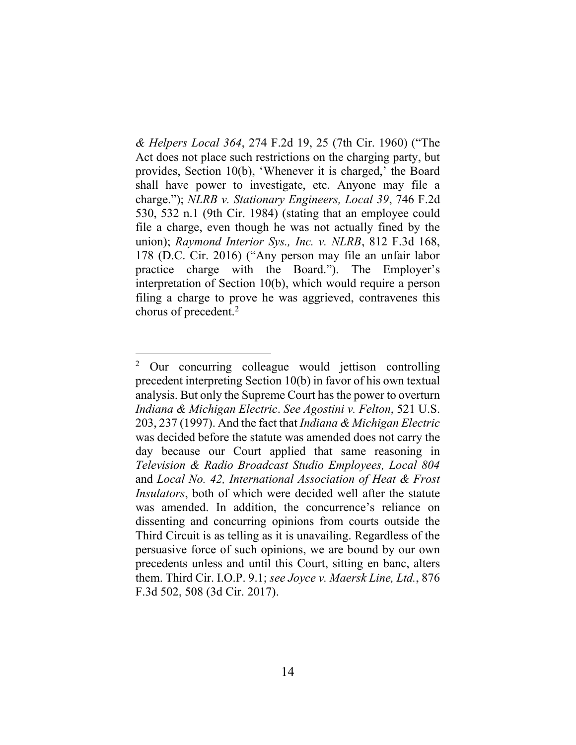*& Helpers Local 364*, 274 F.2d 19, 25 (7th Cir. 1960) ("The Act does not place such restrictions on the charging party, but provides, Section 10(b), 'Whenever it is charged,' the Board shall have power to investigate, etc. Anyone may file a charge."); *NLRB v. Stationary Engineers, Local 39*, 746 F.2d 530, 532 n.1 (9th Cir. 1984) (stating that an employee could file a charge, even though he was not actually fined by the union); *Raymond Interior Sys., Inc. v. NLRB*, 812 F.3d 168, 178 (D.C. Cir. 2016) ("Any person may file an unfair labor practice charge with the Board."). The Employer's interpretation of Section 10(b), which would require a person filing a charge to prove he was aggrieved, contravenes this chorus of precedent.[2]

---

[2] Our concurring colleague would jettison controlling precedent interpreting Section 10(b) in favor of his own textual analysis. But only the Supreme Court has the power to overturn *Indiana & Michigan Electric*. *See Agostini v. Felton*, 521 U.S. 203, 237 (1997). And the fact that *Indiana & Michigan Electric* was decided before the statute was amended does not carry the day because our Court applied that same reasoning in *Television & Radio Broadcast Studio Employees, Local 804* and *Local No. 42, International Association of Heat & Frost Insulators*, both of which were decided well after the statute was amended. In addition, the concurrence's reliance on dissenting and concurring opinions from courts outside the Third Circuit is as telling as it is unavailing. Regardless of the persuasive force of such opinions, we are bound by our own precedents unless and until this Court, sitting en banc, alters them. Third Cir. I.O.P. 9.1; *see Joyce v. Maersk Line, Ltd.*, 876 F.3d 502, 508 (3d Cir. 2017).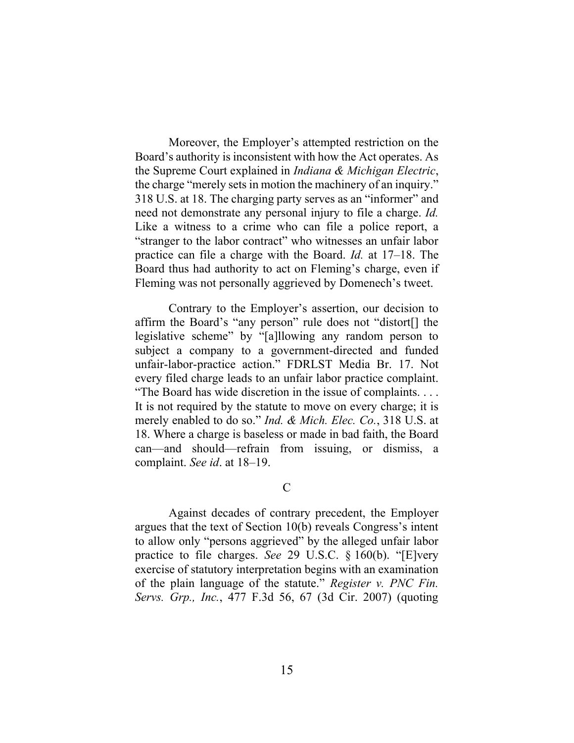Moreover, the Employer's attempted restriction on the Board's authority is inconsistent with how the Act operates. As the Supreme Court explained in *Indiana & Michigan Electric*, the charge "merely sets in motion the machinery of an inquiry." 318 U.S. at 18. The charging party serves as an "informer" and need not demonstrate any personal injury to file a charge. *Id.* Like a witness to a crime who can file a police report, a "stranger to the labor contract" who witnesses an unfair labor practice can file a charge with the Board. *Id.* at 17–18. The Board thus had authority to act on Fleming's charge, even if Fleming was not personally aggrieved by Domenech's tweet.

Contrary to the Employer's assertion, our decision to affirm the Board's "any person" rule does not "distort[] the legislative scheme" by "[a]llowing any random person to subject a company to a government-directed and funded unfair-labor-practice action." FDRLST Media Br. 17. Not every filed charge leads to an unfair labor practice complaint. "The Board has wide discretion in the issue of complaints. . . . It is not required by the statute to move on every charge; it is merely enabled to do so." *Ind. & Mich. Elec. Co.*, 318 U.S. at 18. Where a charge is baseless or made in bad faith, the Board can—and should—refrain from issuing, or dismiss, a complaint. *See id*. at 18–19.

### C

Against decades of contrary precedent, the Employer argues that the text of Section 10(b) reveals Congress's intent to allow only "persons aggrieved" by the alleged unfair labor practice to file charges. *See* 29 U.S.C. § 160(b). "[E]very exercise of statutory interpretation begins with an examination of the plain language of the statute." *Register v. PNC Fin. Servs. Grp., Inc.*, 477 F.3d 56, 67 (3d Cir. 2007) (quoting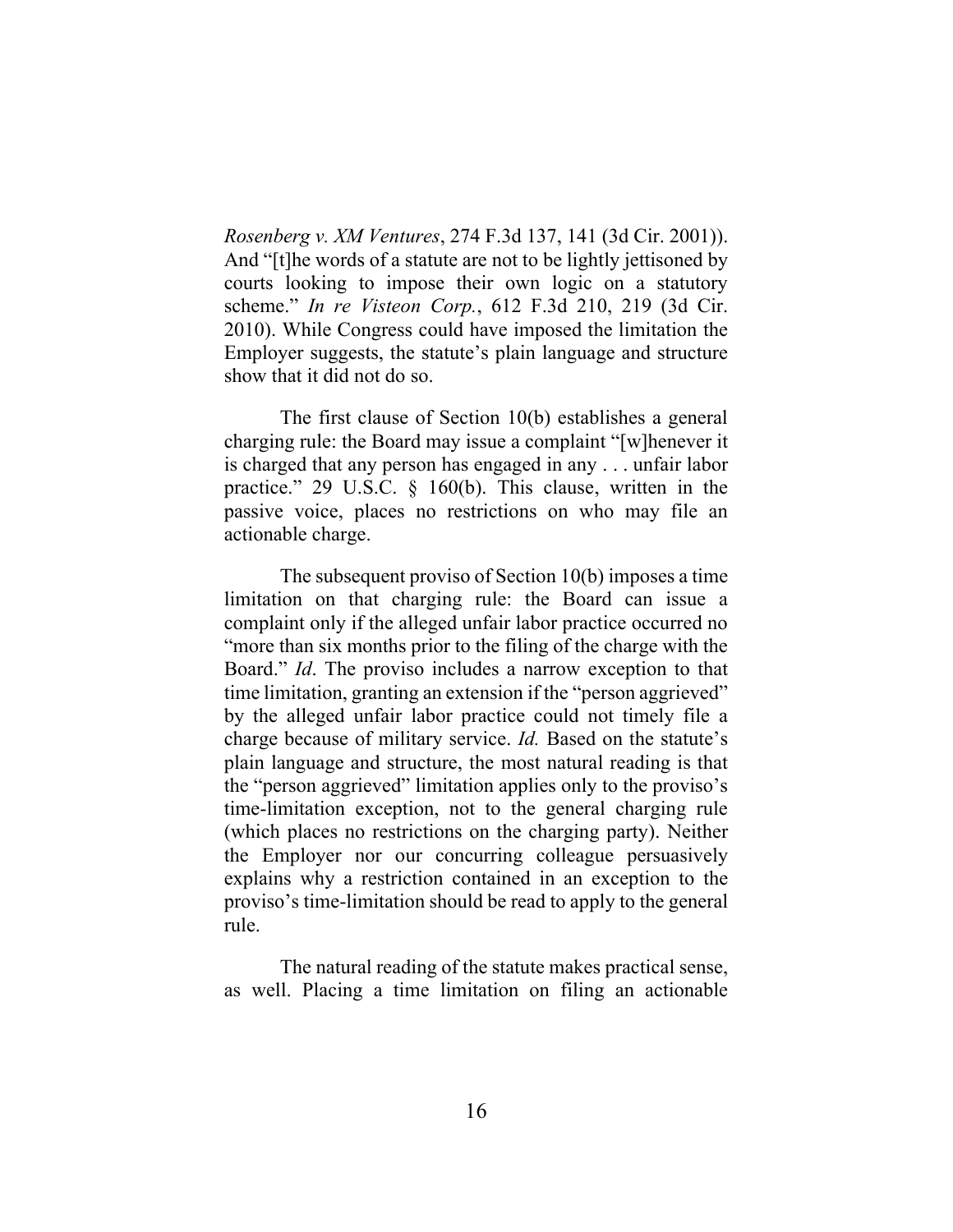*Rosenberg v. XM Ventures*, 274 F.3d 137, 141 (3d Cir. 2001)). And "[t]he words of a statute are not to be lightly jettisoned by courts looking to impose their own logic on a statutory scheme." *In re Visteon Corp.*, 612 F.3d 210, 219 (3d Cir. 2010). While Congress could have imposed the limitation the Employer suggests, the statute's plain language and structure show that it did not do so.

The first clause of Section 10(b) establishes a general charging rule: the Board may issue a complaint "[w]henever it is charged that any person has engaged in any . . . unfair labor practice." 29 U.S.C. § 160(b). This clause, written in the passive voice, places no restrictions on who may file an actionable charge.

The subsequent proviso of Section 10(b) imposes a time limitation on that charging rule: the Board can issue a complaint only if the alleged unfair labor practice occurred no "more than six months prior to the filing of the charge with the Board." *Id*. The proviso includes a narrow exception to that time limitation, granting an extension if the "person aggrieved" by the alleged unfair labor practice could not timely file a charge because of military service. *Id.* Based on the statute's plain language and structure, the most natural reading is that the "person aggrieved" limitation applies only to the proviso's time-limitation exception, not to the general charging rule (which places no restrictions on the charging party). Neither the Employer nor our concurring colleague persuasively explains why a restriction contained in an exception to the proviso's time-limitation should be read to apply to the general rule.

The natural reading of the statute makes practical sense, as well. Placing a time limitation on filing an actionable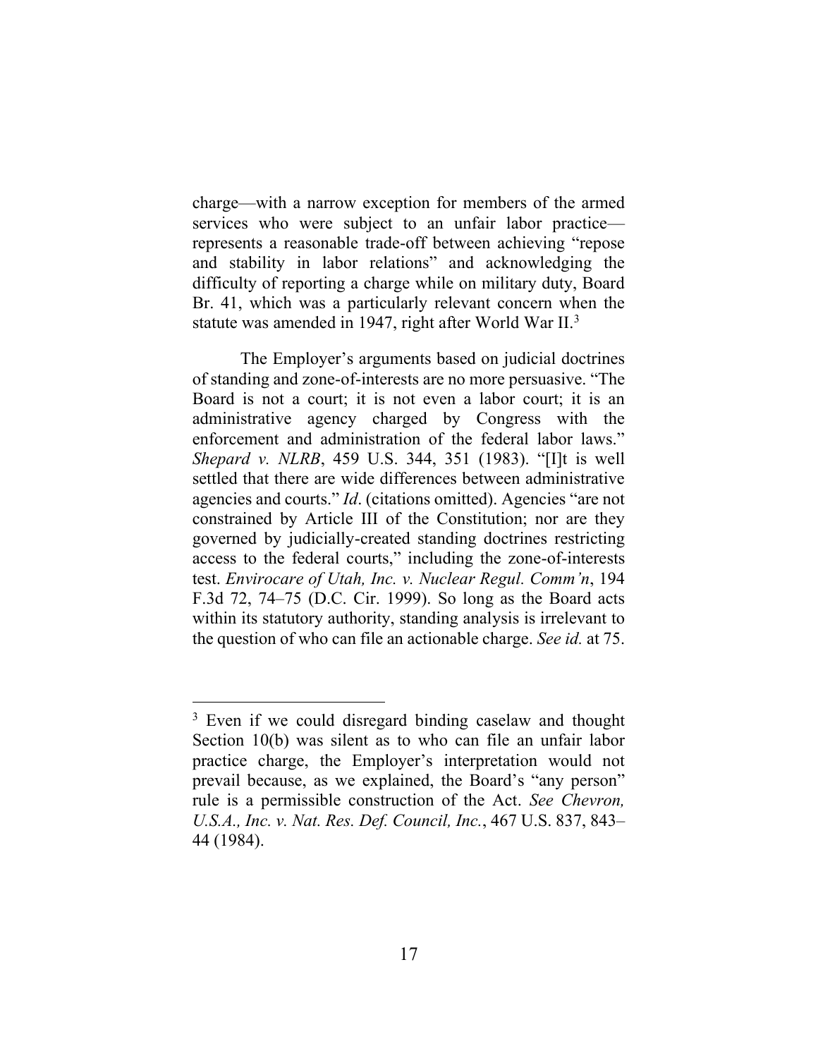charge—with a narrow exception for members of the armed services who were subject to an unfair labor practice—represents a reasonable trade-off between achieving "repose and stability in labor relations" and acknowledging the difficulty of reporting a charge while on military duty, Board Br. 41, which was a particularly relevant concern when the statute was amended in 1947, right after World War II.[3]

The Employer's arguments based on judicial doctrines of standing and zone-of-interests are no more persuasive. "The Board is not a court; it is not even a labor court; it is an administrative agency charged by Congress with the enforcement and administration of the federal labor laws." *Shepard v. NLRB*, 459 U.S. 344, 351 (1983). "[I]t is well settled that there are wide differences between administrative agencies and courts." *Id*. (citations omitted). Agencies "are not constrained by Article III of the Constitution; nor are they governed by judicially-created standing doctrines restricting access to the federal courts," including the zone-of-interests test. *Envirocare of Utah, Inc. v. Nuclear Regul. Comm'n*, 194 F.3d 72, 74–75 (D.C. Cir. 1999). So long as the Board acts within its statutory authority, standing analysis is irrelevant to the question of who can file an actionable charge. *See id.* at 75.

---

[3] Even if we could disregard binding caselaw and thought Section 10(b) was silent as to who can file an unfair labor practice charge, the Employer's interpretation would not prevail because, as we explained, the Board's "any person" rule is a permissible construction of the Act. *See Chevron, U.S.A., Inc. v. Nat. Res. Def. Council, Inc.*, 467 U.S. 837, 843–44 (1984).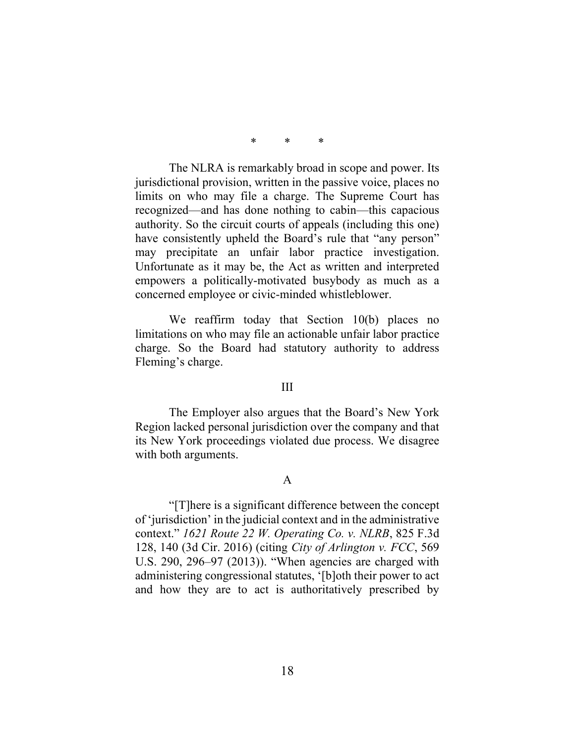\* \* \*

The NLRA is remarkably broad in scope and power. Its jurisdictional provision, written in the passive voice, places no limits on who may file a charge. The Supreme Court has recognized—and has done nothing to cabin—this capacious authority. So the circuit courts of appeals (including this one) have consistently upheld the Board's rule that "any person" may precipitate an unfair labor practice investigation. Unfortunate as it may be, the Act as written and interpreted empowers a politically-motivated busybody as much as a concerned employee or civic-minded whistleblower.

We reaffirm today that Section 10(b) places no limitations on who may file an actionable unfair labor practice charge. So the Board had statutory authority to address Fleming's charge.

## III

The Employer also argues that the Board's New York Region lacked personal jurisdiction over the company and that its New York proceedings violated due process. We disagree with both arguments.

### A

"[T]here is a significant difference between the concept of 'jurisdiction' in the judicial context and in the administrative context." *1621 Route 22 W. Operating Co. v. NLRB*, 825 F.3d 128, 140 (3d Cir. 2016) (citing *City of Arlington v. FCC*, 569 U.S. 290, 296–97 (2013)). "When agencies are charged with administering congressional statutes, '[b]oth their power to act and how they are to act is authoritatively prescribed by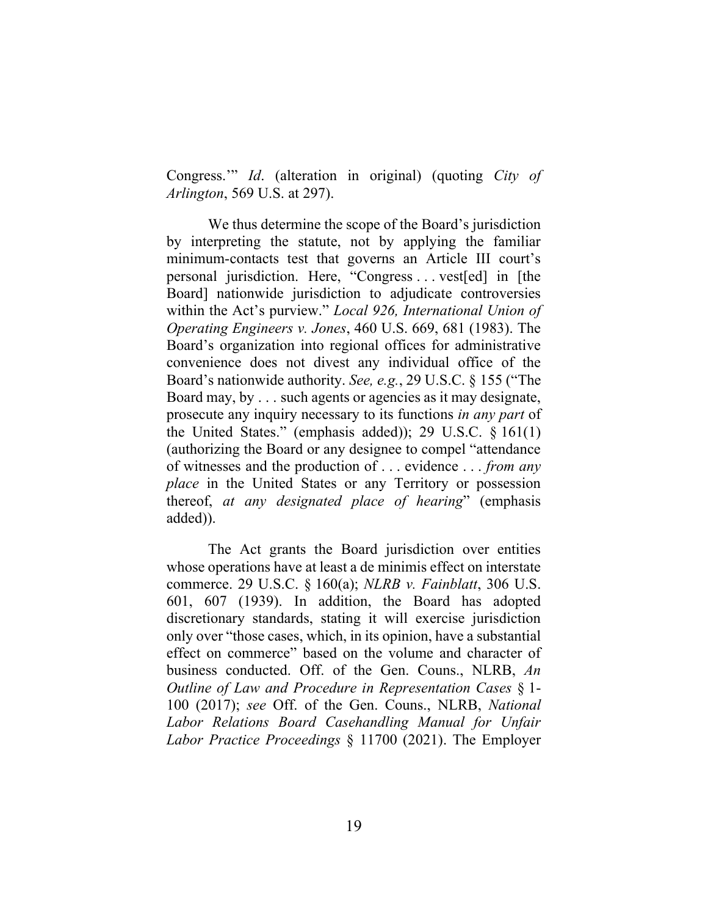Congress.'" *Id*. (alteration in original) (quoting *City of Arlington*, 569 U.S. at 297).

We thus determine the scope of the Board's jurisdiction by interpreting the statute, not by applying the familiar minimum-contacts test that governs an Article III court's personal jurisdiction. Here, "Congress . . . vest[ed] in [the Board] nationwide jurisdiction to adjudicate controversies within the Act's purview." *Local 926, International Union of Operating Engineers v. Jones*, 460 U.S. 669, 681 (1983). The Board's organization into regional offices for administrative convenience does not divest any individual office of the Board's nationwide authority. *See, e.g.*, 29 U.S.C. § 155 ("The Board may, by . . . such agents or agencies as it may designate, prosecute any inquiry necessary to its functions *in any part* of the United States." (emphasis added)); 29 U.S.C. § 161(1) (authorizing the Board or any designee to compel "attendance of witnesses and the production of . . . evidence . . . *from any place* in the United States or any Territory or possession thereof, *at any designated place of hearing*" (emphasis added)).

The Act grants the Board jurisdiction over entities whose operations have at least a de minimis effect on interstate commerce. 29 U.S.C. § 160(a); *NLRB v. Fainblatt*, 306 U.S. 601, 607 (1939). In addition, the Board has adopted discretionary standards, stating it will exercise jurisdiction only over "those cases, which, in its opinion, have a substantial effect on commerce" based on the volume and character of business conducted. Off. of the Gen. Couns., NLRB, *An Outline of Law and Procedure in Representation Cases* § 1-100 (2017); *see* Off. of the Gen. Couns., NLRB, *National Labor Relations Board Casehandling Manual for Unfair Labor Practice Proceedings* § 11700 (2021). The Employer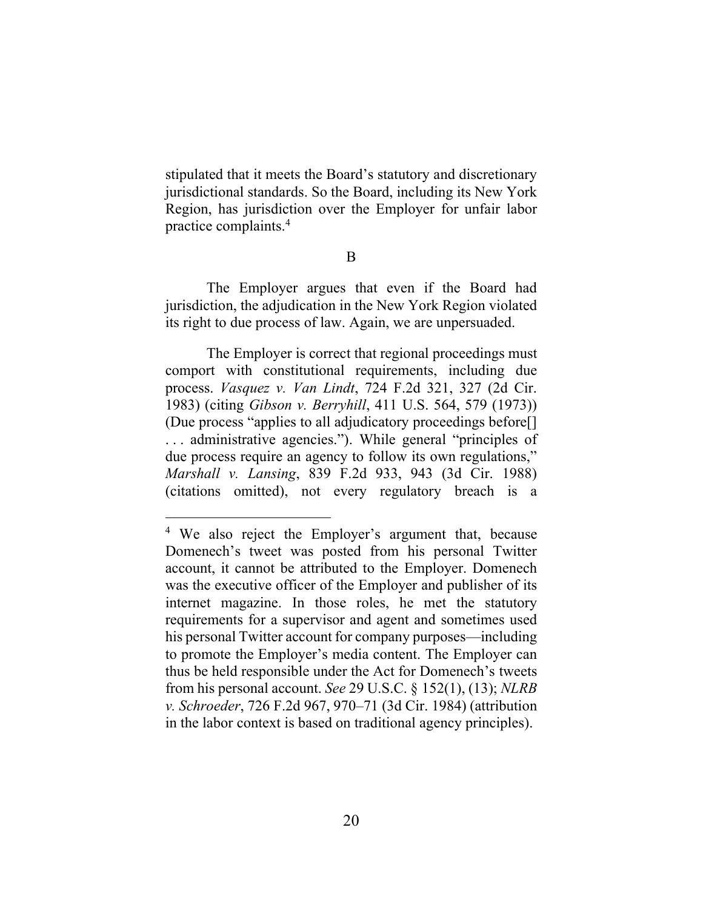stipulated that it meets the Board's statutory and discretionary jurisdictional standards. So the Board, including its New York Region, has jurisdiction over the Employer for unfair labor practice complaints.[4]

B

The Employer argues that even if the Board had jurisdiction, the adjudication in the New York Region violated its right to due process of law. Again, we are unpersuaded.

The Employer is correct that regional proceedings must comport with constitutional requirements, including due process. *Vasquez v. Van Lindt*, 724 F.2d 321, 327 (2d Cir. 1983) (citing *Gibson v. Berryhill*, 411 U.S. 564, 579 (1973)) (Due process "applies to all adjudicatory proceedings before[] . . . administrative agencies."). While general "principles of due process require an agency to follow its own regulations," *Marshall v. Lansing*, 839 F.2d 933, 943 (3d Cir. 1988) (citations omitted), not every regulatory breach is a

---

[4] We also reject the Employer's argument that, because Domenech's tweet was posted from his personal Twitter account, it cannot be attributed to the Employer. Domenech was the executive officer of the Employer and publisher of its internet magazine. In those roles, he met the statutory requirements for a supervisor and agent and sometimes used his personal Twitter account for company purposes—including to promote the Employer's media content. The Employer can thus be held responsible under the Act for Domenech's tweets from his personal account. *See* 29 U.S.C. § 152(1), (13); *NLRB v. Schroeder*, 726 F.2d 967, 970–71 (3d Cir. 1984) (attribution in the labor context is based on traditional agency principles).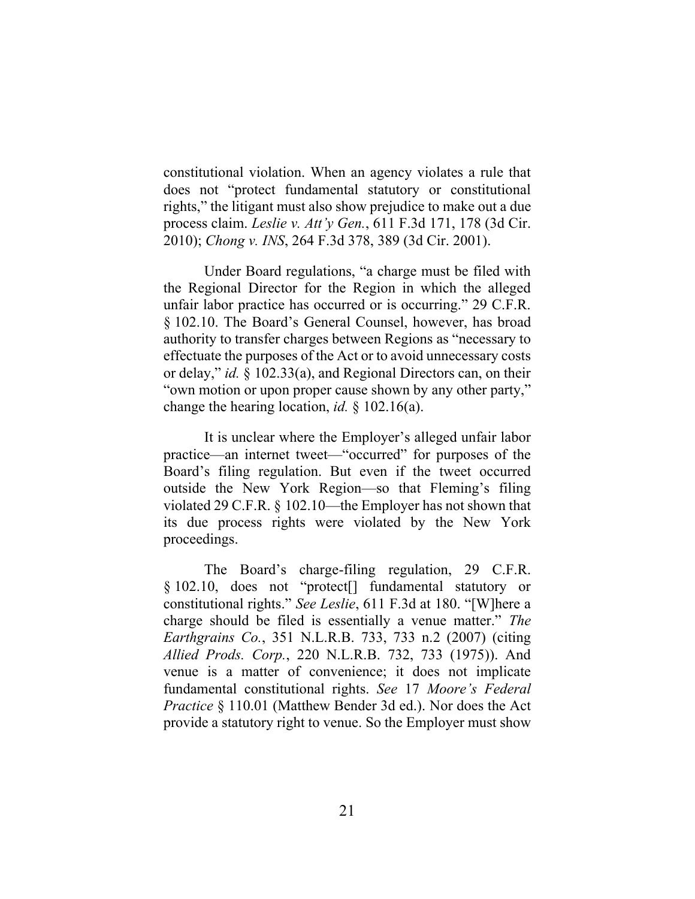constitutional violation. When an agency violates a rule that does not "protect fundamental statutory or constitutional rights," the litigant must also show prejudice to make out a due process claim. *Leslie v. Att'y Gen.*, 611 F.3d 171, 178 (3d Cir. 2010); *Chong v. INS*, 264 F.3d 378, 389 (3d Cir. 2001).

Under Board regulations, "a charge must be filed with the Regional Director for the Region in which the alleged unfair labor practice has occurred or is occurring." 29 C.F.R. § 102.10. The Board's General Counsel, however, has broad authority to transfer charges between Regions as "necessary to effectuate the purposes of the Act or to avoid unnecessary costs or delay," *id.* § 102.33(a), and Regional Directors can, on their "own motion or upon proper cause shown by any other party," change the hearing location, *id.* § 102.16(a).

It is unclear where the Employer's alleged unfair labor practice—an internet tweet—"occurred" for purposes of the Board's filing regulation. But even if the tweet occurred outside the New York Region—so that Fleming's filing violated 29 C.F.R. § 102.10—the Employer has not shown that its due process rights were violated by the New York proceedings.

The Board's charge-filing regulation, 29 C.F.R. § 102.10, does not "protect[] fundamental statutory or constitutional rights." *See Leslie*, 611 F.3d at 180. "[W]here a charge should be filed is essentially a venue matter." *The Earthgrains Co.*, 351 N.L.R.B. 733, 733 n.2 (2007) (citing *Allied Prods. Corp.*, 220 N.L.R.B. 732, 733 (1975)). And venue is a matter of convenience; it does not implicate fundamental constitutional rights. *See* 17 *Moore's Federal Practice* § 110.01 (Matthew Bender 3d ed.). Nor does the Act provide a statutory right to venue. So the Employer must show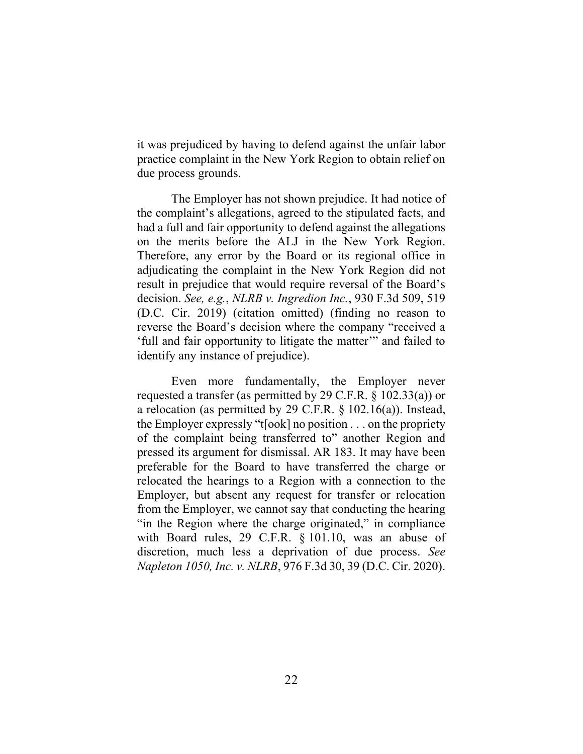it was prejudiced by having to defend against the unfair labor practice complaint in the New York Region to obtain relief on due process grounds.

The Employer has not shown prejudice. It had notice of the complaint's allegations, agreed to the stipulated facts, and had a full and fair opportunity to defend against the allegations on the merits before the ALJ in the New York Region. Therefore, any error by the Board or its regional office in adjudicating the complaint in the New York Region did not result in prejudice that would require reversal of the Board's decision. *See, e.g.*, *NLRB v. Ingredion Inc.*, 930 F.3d 509, 519 (D.C. Cir. 2019) (citation omitted) (finding no reason to reverse the Board's decision where the company "received a 'full and fair opportunity to litigate the matter'" and failed to identify any instance of prejudice).

Even more fundamentally, the Employer never requested a transfer (as permitted by 29 C.F.R. § 102.33(a)) or a relocation (as permitted by 29 C.F.R. § 102.16(a)). Instead, the Employer expressly "t[ook] no position . . . on the propriety of the complaint being transferred to" another Region and pressed its argument for dismissal. AR 183. It may have been preferable for the Board to have transferred the charge or relocated the hearings to a Region with a connection to the Employer, but absent any request for transfer or relocation from the Employer, we cannot say that conducting the hearing "in the Region where the charge originated," in compliance with Board rules, 29 C.F.R. § 101.10, was an abuse of discretion, much less a deprivation of due process. *See Napleton 1050, Inc. v. NLRB*, 976 F.3d 30, 39 (D.C. Cir. 2020).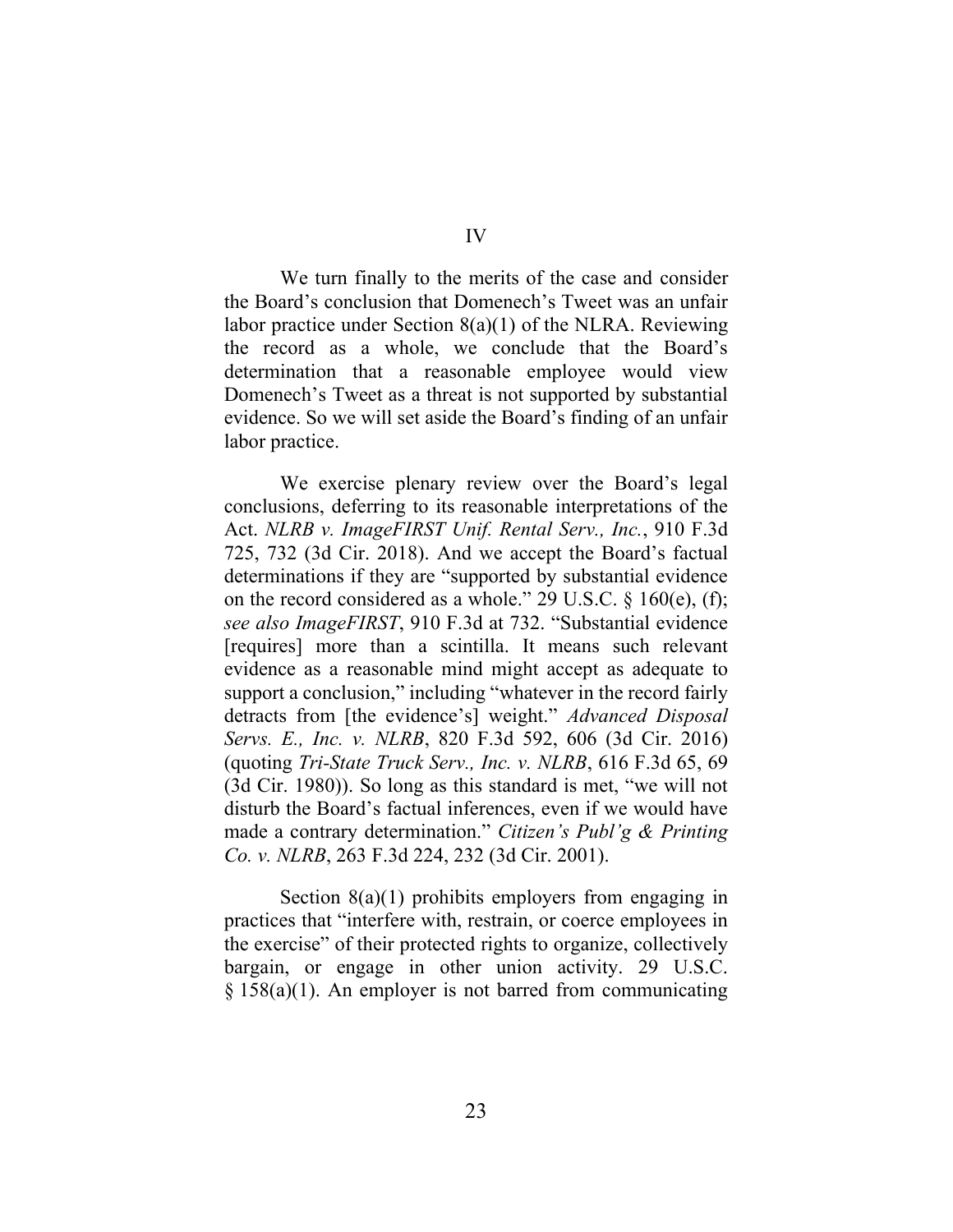# IV

We turn finally to the merits of the case and consider the Board's conclusion that Domenech's Tweet was an unfair labor practice under Section 8(a)(1) of the NLRA. Reviewing the record as a whole, we conclude that the Board's determination that a reasonable employee would view Domenech's Tweet as a threat is not supported by substantial evidence. So we will set aside the Board's finding of an unfair labor practice.

We exercise plenary review over the Board's legal conclusions, deferring to its reasonable interpretations of the Act. *NLRB v. ImageFIRST Unif. Rental Serv., Inc.*, 910 F.3d 725, 732 (3d Cir. 2018). And we accept the Board's factual determinations if they are "supported by substantial evidence on the record considered as a whole." 29 U.S.C. § 160(e), (f); *see also ImageFIRST*, 910 F.3d at 732. "Substantial evidence [requires] more than a scintilla. It means such relevant evidence as a reasonable mind might accept as adequate to support a conclusion," including "whatever in the record fairly detracts from [the evidence's] weight." *Advanced Disposal Servs. E., Inc. v. NLRB*, 820 F.3d 592, 606 (3d Cir. 2016) (quoting *Tri-State Truck Serv., Inc. v. NLRB*, 616 F.3d 65, 69 (3d Cir. 1980)). So long as this standard is met, "we will not disturb the Board's factual inferences, even if we would have made a contrary determination." *Citizen's Publ'g & Printing Co. v. NLRB*, 263 F.3d 224, 232 (3d Cir. 2001).

Section 8(a)(1) prohibits employers from engaging in practices that "interfere with, restrain, or coerce employees in the exercise" of their protected rights to organize, collectively bargain, or engage in other union activity. 29 U.S.C. § 158(a)(1). An employer is not barred from communicating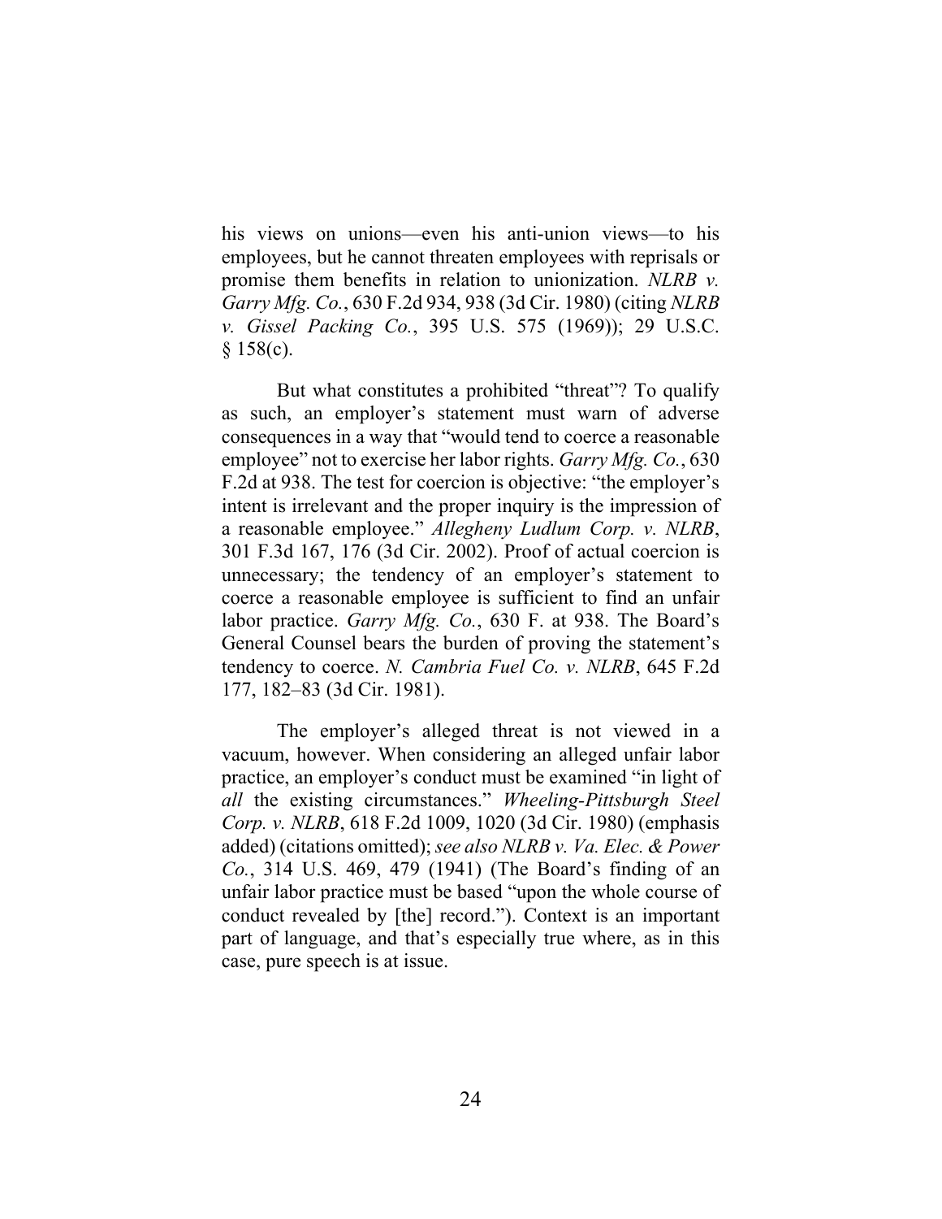his views on unions—even his anti-union views—to his employees, but he cannot threaten employees with reprisals or promise them benefits in relation to unionization. *NLRB v. Garry Mfg. Co.*, 630 F.2d 934, 938 (3d Cir. 1980) (citing *NLRB v. Gissel Packing Co.*, 395 U.S. 575 (1969)); 29 U.S.C. § 158(c).

But what constitutes a prohibited "threat"? To qualify as such, an employer's statement must warn of adverse consequences in a way that "would tend to coerce a reasonable employee" not to exercise her labor rights. *Garry Mfg. Co.*, 630 F.2d at 938. The test for coercion is objective: "the employer's intent is irrelevant and the proper inquiry is the impression of a reasonable employee." *Allegheny Ludlum Corp. v. NLRB*, 301 F.3d 167, 176 (3d Cir. 2002). Proof of actual coercion is unnecessary; the tendency of an employer's statement to coerce a reasonable employee is sufficient to find an unfair labor practice. *Garry Mfg. Co.*, 630 F. at 938. The Board's General Counsel bears the burden of proving the statement's tendency to coerce. *N. Cambria Fuel Co. v. NLRB*, 645 F.2d 177, 182–83 (3d Cir. 1981).

The employer's alleged threat is not viewed in a vacuum, however. When considering an alleged unfair labor practice, an employer's conduct must be examined "in light of *all* the existing circumstances." *Wheeling-Pittsburgh Steel Corp. v. NLRB*, 618 F.2d 1009, 1020 (3d Cir. 1980) (emphasis added) (citations omitted); *see also NLRB v. Va. Elec. & Power Co.*, 314 U.S. 469, 479 (1941) (The Board's finding of an unfair labor practice must be based "upon the whole course of conduct revealed by [the] record."). Context is an important part of language, and that's especially true where, as in this case, pure speech is at issue.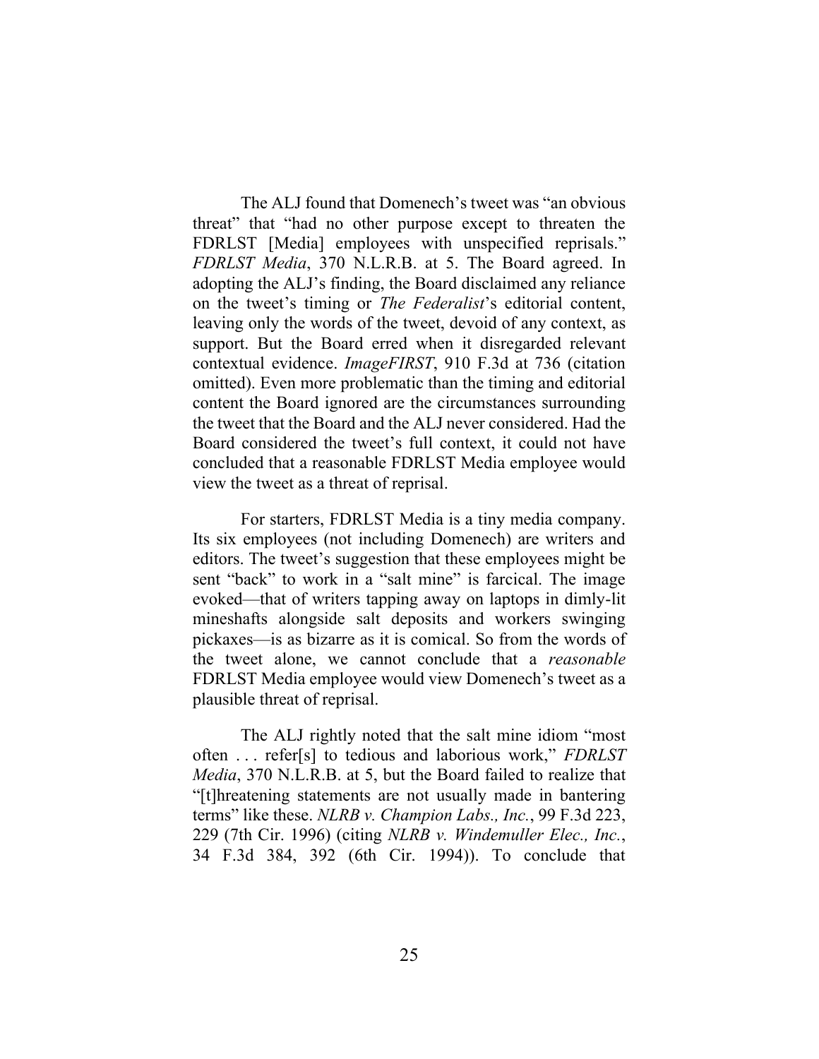The ALJ found that Domenech's tweet was "an obvious threat" that "had no other purpose except to threaten the FDRLST [Media] employees with unspecified reprisals." *FDRLST Media*, 370 N.L.R.B. at 5. The Board agreed. In adopting the ALJ's finding, the Board disclaimed any reliance on the tweet's timing or *The Federalist*'s editorial content, leaving only the words of the tweet, devoid of any context, as support. But the Board erred when it disregarded relevant contextual evidence. *ImageFIRST*, 910 F.3d at 736 (citation omitted). Even more problematic than the timing and editorial content the Board ignored are the circumstances surrounding the tweet that the Board and the ALJ never considered. Had the Board considered the tweet's full context, it could not have concluded that a reasonable FDRLST Media employee would view the tweet as a threat of reprisal.

For starters, FDRLST Media is a tiny media company. Its six employees (not including Domenech) are writers and editors. The tweet's suggestion that these employees might be sent "back" to work in a "salt mine" is farcical. The image evoked—that of writers tapping away on laptops in dimly-lit mineshafts alongside salt deposits and workers swinging pickaxes—is as bizarre as it is comical. So from the words of the tweet alone, we cannot conclude that a *reasonable* FDRLST Media employee would view Domenech's tweet as a plausible threat of reprisal.

The ALJ rightly noted that the salt mine idiom "most often . . . refer[s] to tedious and laborious work," *FDRLST Media*, 370 N.L.R.B. at 5, but the Board failed to realize that "[t]hreatening statements are not usually made in bantering terms" like these. *NLRB v. Champion Labs., Inc.*, 99 F.3d 223, 229 (7th Cir. 1996) (citing *NLRB v. Windemuller Elec., Inc.*, 34 F.3d 384, 392 (6th Cir. 1994)). To conclude that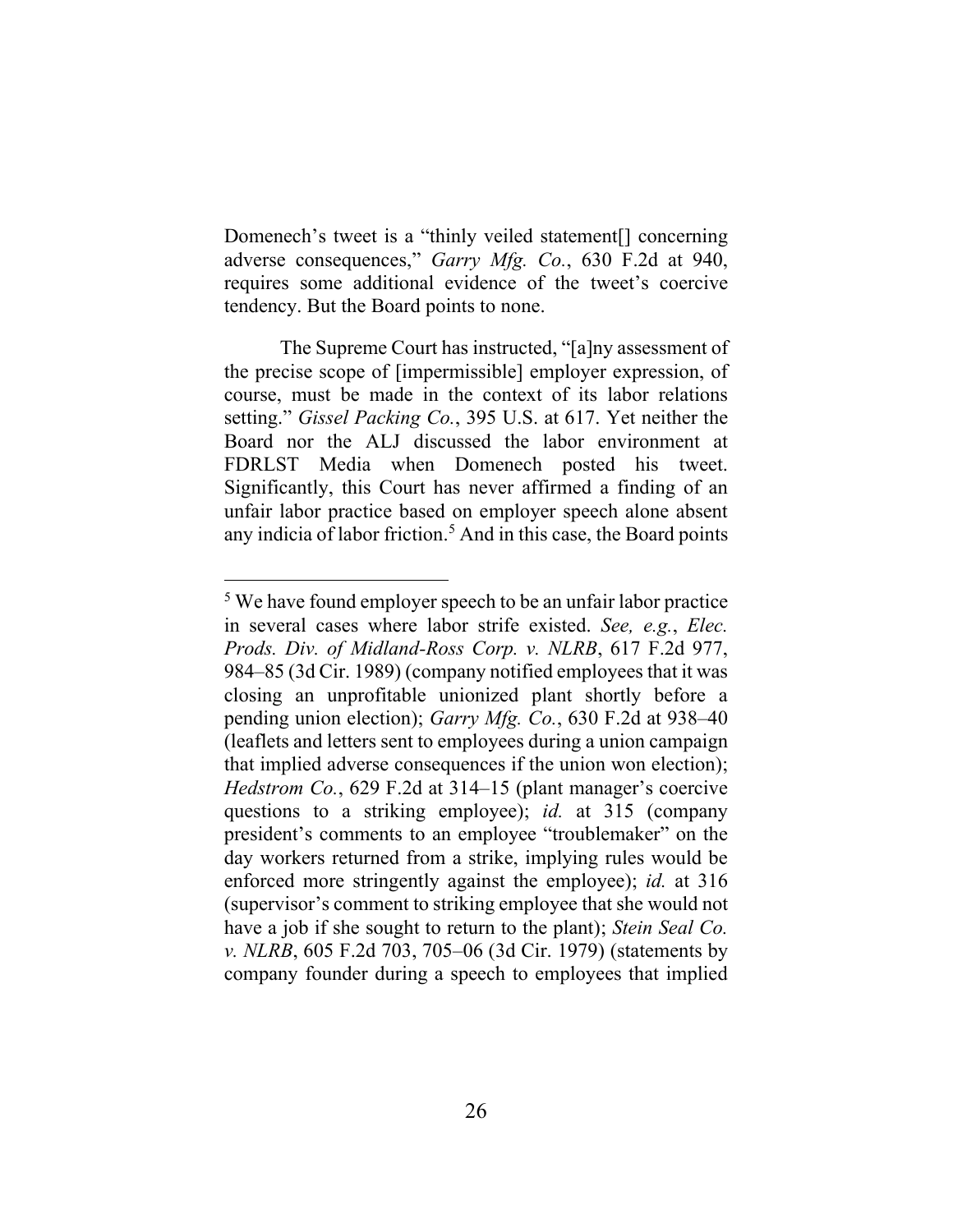Domenech's tweet is a "thinly veiled statement[] concerning adverse consequences," *Garry Mfg. Co.*, 630 F.2d at 940, requires some additional evidence of the tweet's coercive tendency. But the Board points to none.

The Supreme Court has instructed, "[a]ny assessment of the precise scope of [impermissible] employer expression, of course, must be made in the context of its labor relations setting." *Gissel Packing Co.*, 395 U.S. at 617. Yet neither the Board nor the ALJ discussed the labor environment at FDRLST Media when Domenech posted his tweet. Significantly, this Court has never affirmed a finding of an unfair labor practice based on employer speech alone absent any indicia of labor friction.[5] And in this case, the Board points

---

[5] We have found employer speech to be an unfair labor practice in several cases where labor strife existed. *See, e.g.*, *Elec. Prods. Div. of Midland-Ross Corp. v. NLRB*, 617 F.2d 977, 984–85 (3d Cir. 1989) (company notified employees that it was closing an unprofitable unionized plant shortly before a pending union election); *Garry Mfg. Co.*, 630 F.2d at 938–40 (leaflets and letters sent to employees during a union campaign that implied adverse consequences if the union won election); *Hedstrom Co.*, 629 F.2d at 314–15 (plant manager's coercive questions to a striking employee); *id.* at 315 (company president's comments to an employee "troublemaker" on the day workers returned from a strike, implying rules would be enforced more stringently against the employee); *id.* at 316 (supervisor's comment to striking employee that she would not have a job if she sought to return to the plant); *Stein Seal Co. v. NLRB*, 605 F.2d 703, 705–06 (3d Cir. 1979) (statements by company founder during a speech to employees that implied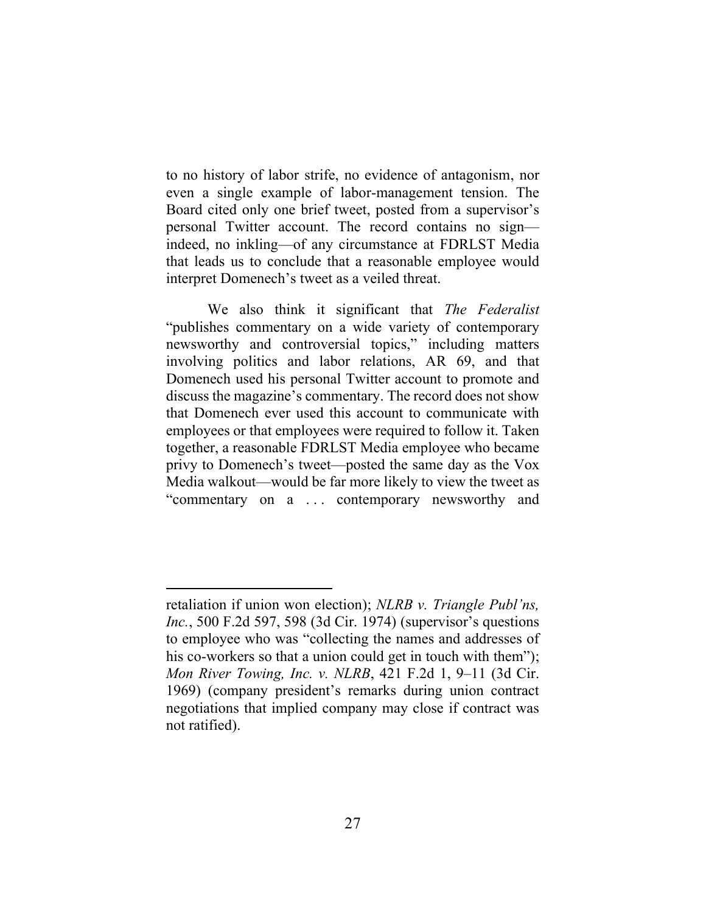to no history of labor strife, no evidence of antagonism, nor even a single example of labor-management tension. The Board cited only one brief tweet, posted from a supervisor's personal Twitter account. The record contains no sign—indeed, no inkling—of any circumstance at FDRLST Media that leads us to conclude that a reasonable employee would interpret Domenech's tweet as a veiled threat.

We also think it significant that *The Federalist* "publishes commentary on a wide variety of contemporary newsworthy and controversial topics," including matters involving politics and labor relations, AR 69, and that Domenech used his personal Twitter account to promote and discuss the magazine's commentary. The record does not show that Domenech ever used this account to communicate with employees or that employees were required to follow it. Taken together, a reasonable FDRLST Media employee who became privy to Domenech's tweet—posted the same day as the Vox Media walkout—would be far more likely to view the tweet as "commentary on a . . . contemporary newsworthy and

---

retaliation if union won election); *NLRB v. Triangle Publ'ns, Inc.*, 500 F.2d 597, 598 (3d Cir. 1974) (supervisor's questions to employee who was "collecting the names and addresses of his co-workers so that a union could get in touch with them"); *Mon River Towing, Inc. v. NLRB*, 421 F.2d 1, 9–11 (3d Cir. 1969) (company president's remarks during union contract negotiations that implied company may close if contract was not ratified).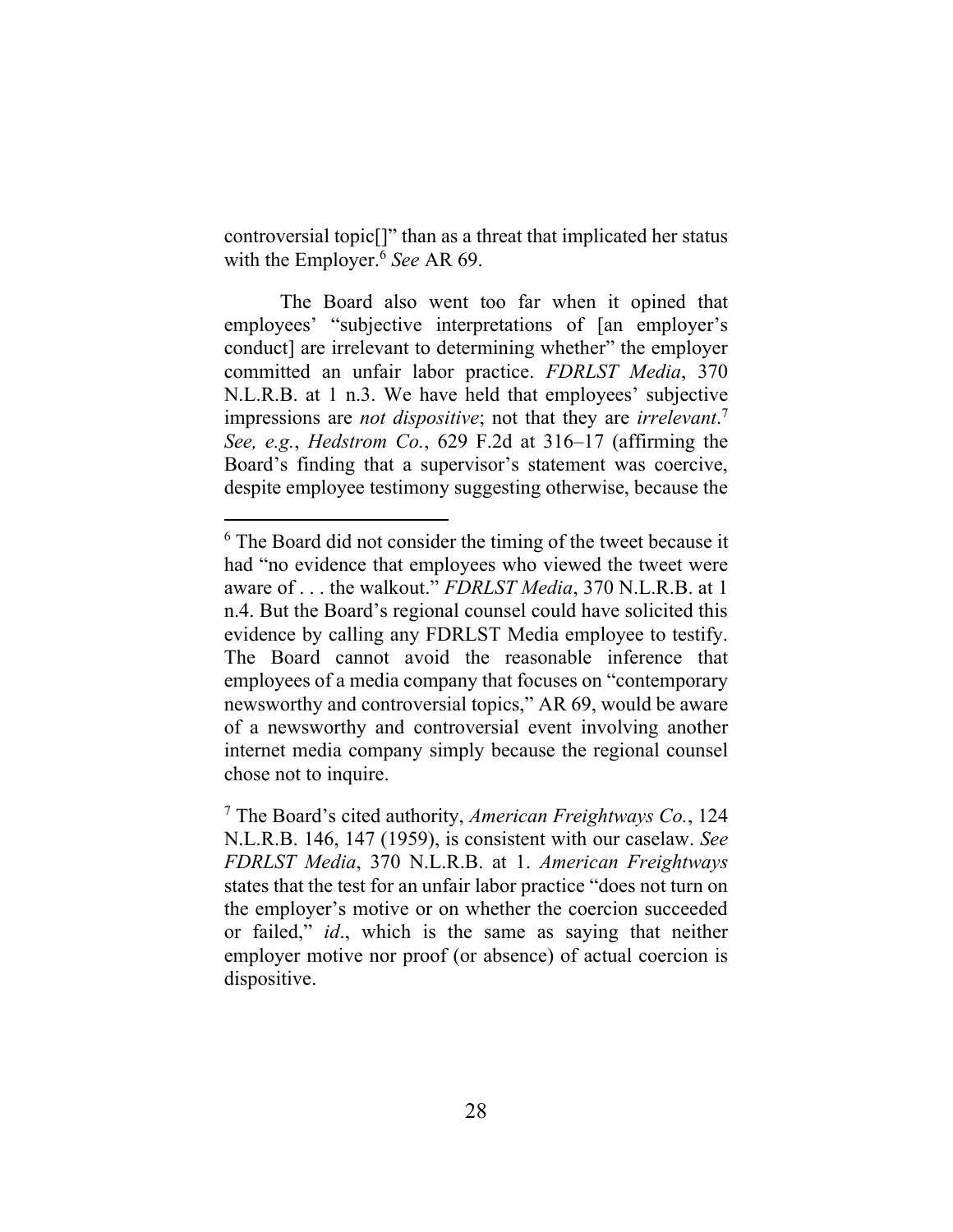controversial topic[]" than as a threat that implicated her status with the Employer.[6] *See* AR 69.

The Board also went too far when it opined that employees' "subjective interpretations of [an employer's conduct] are irrelevant to determining whether" the employer committed an unfair labor practice. *FDRLST Media*, 370 N.L.R.B. at 1 n.3. We have held that employees' subjective impressions are *not dispositive*; not that they are *irrelevant*.[7] *See, e.g.*, *Hedstrom Co.*, 629 F.2d at 316–17 (affirming the Board's finding that a supervisor's statement was coercive, despite employee testimony suggesting otherwise, because the

---

[6] The Board did not consider the timing of the tweet because it had "no evidence that employees who viewed the tweet were aware of . . . the walkout." *FDRLST Media*, 370 N.L.R.B. at 1 n.4. But the Board's regional counsel could have solicited this evidence by calling any FDRLST Media employee to testify. The Board cannot avoid the reasonable inference that employees of a media company that focuses on "contemporary newsworthy and controversial topics," AR 69, would be aware of a newsworthy and controversial event involving another internet media company simply because the regional counsel chose not to inquire.

[7] The Board's cited authority, *American Freightways Co.*, 124 N.L.R.B. 146, 147 (1959), is consistent with our caselaw. *See FDRLST Media*, 370 N.L.R.B. at 1. *American Freightways* states that the test for an unfair labor practice "does not turn on the employer's motive or on whether the coercion succeeded or failed," *id*., which is the same as saying that neither employer motive nor proof (or absence) of actual coercion is dispositive.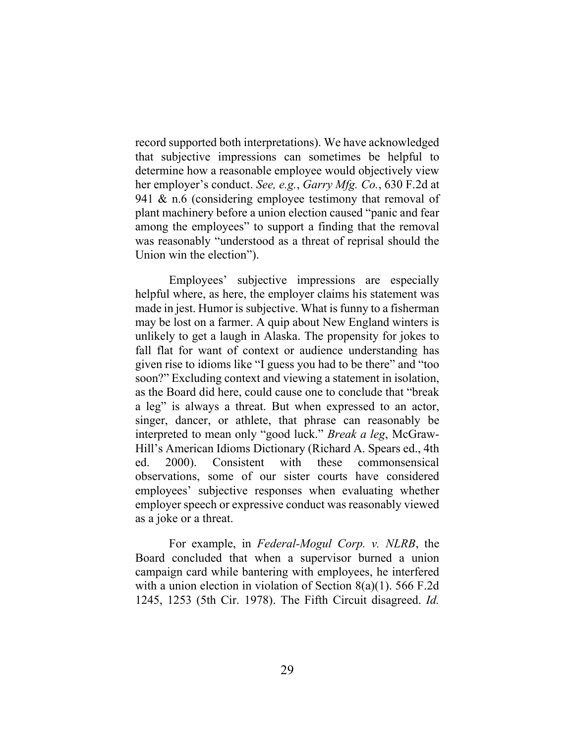record supported both interpretations). We have acknowledged that subjective impressions can sometimes be helpful to determine how a reasonable employee would objectively view her employer's conduct. *See, e.g.*, *Garry Mfg. Co.*, 630 F.2d at 941 & n.6 (considering employee testimony that removal of plant machinery before a union election caused "panic and fear among the employees" to support a finding that the removal was reasonably "understood as a threat of reprisal should the Union win the election").

Employees' subjective impressions are especially helpful where, as here, the employer claims his statement was made in jest. Humor is subjective. What is funny to a fisherman may be lost on a farmer. A quip about New England winters is unlikely to get a laugh in Alaska. The propensity for jokes to fall flat for want of context or audience understanding has given rise to idioms like "I guess you had to be there" and "too soon?" Excluding context and viewing a statement in isolation, as the Board did here, could cause one to conclude that "break a leg" is always a threat. But when expressed to an actor, singer, dancer, or athlete, that phrase can reasonably be interpreted to mean only "good luck." *Break a leg*, McGraw-Hill's American Idioms Dictionary (Richard A. Spears ed., 4th ed. 2000). Consistent with these commonsensical observations, some of our sister courts have considered employees' subjective responses when evaluating whether employer speech or expressive conduct was reasonably viewed as a joke or a threat.

For example, in *Federal-Mogul Corp. v. NLRB*, the Board concluded that when a supervisor burned a union campaign card while bantering with employees, he interfered with a union election in violation of Section 8(a)(1). 566 F.2d 1245, 1253 (5th Cir. 1978). The Fifth Circuit disagreed. *Id.*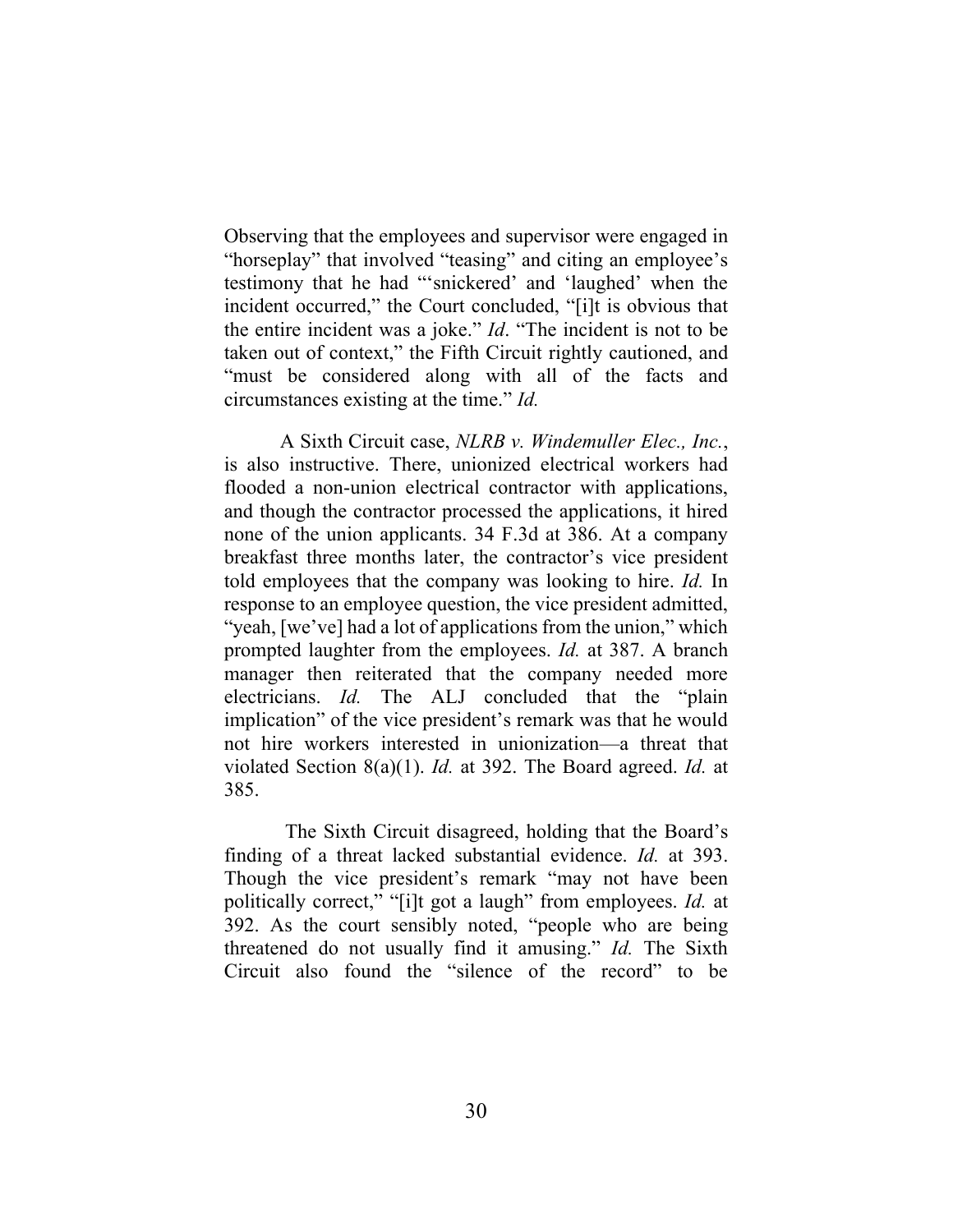Observing that the employees and supervisor were engaged in "horseplay" that involved "teasing" and citing an employee's testimony that he had "'snickered' and 'laughed' when the incident occurred," the Court concluded, "[i]t is obvious that the entire incident was a joke." *Id*. "The incident is not to be taken out of context," the Fifth Circuit rightly cautioned, and "must be considered along with all of the facts and circumstances existing at the time." *Id.*

A Sixth Circuit case, *NLRB v. Windemuller Elec., Inc.*, is also instructive. There, unionized electrical workers had flooded a non-union electrical contractor with applications, and though the contractor processed the applications, it hired none of the union applicants. 34 F.3d at 386. At a company breakfast three months later, the contractor's vice president told employees that the company was looking to hire. *Id.* In response to an employee question, the vice president admitted, "yeah, [we've] had a lot of applications from the union," which prompted laughter from the employees. *Id.* at 387. A branch manager then reiterated that the company needed more electricians. *Id.* The ALJ concluded that the "plain implication" of the vice president's remark was that he would not hire workers interested in unionization—a threat that violated Section 8(a)(1). *Id.* at 392. The Board agreed. *Id.* at 385.

The Sixth Circuit disagreed, holding that the Board's finding of a threat lacked substantial evidence. *Id.* at 393. Though the vice president's remark "may not have been politically correct," "[i]t got a laugh" from employees. *Id.* at 392. As the court sensibly noted, "people who are being threatened do not usually find it amusing." *Id.* The Sixth Circuit also found the "silence of the record" to be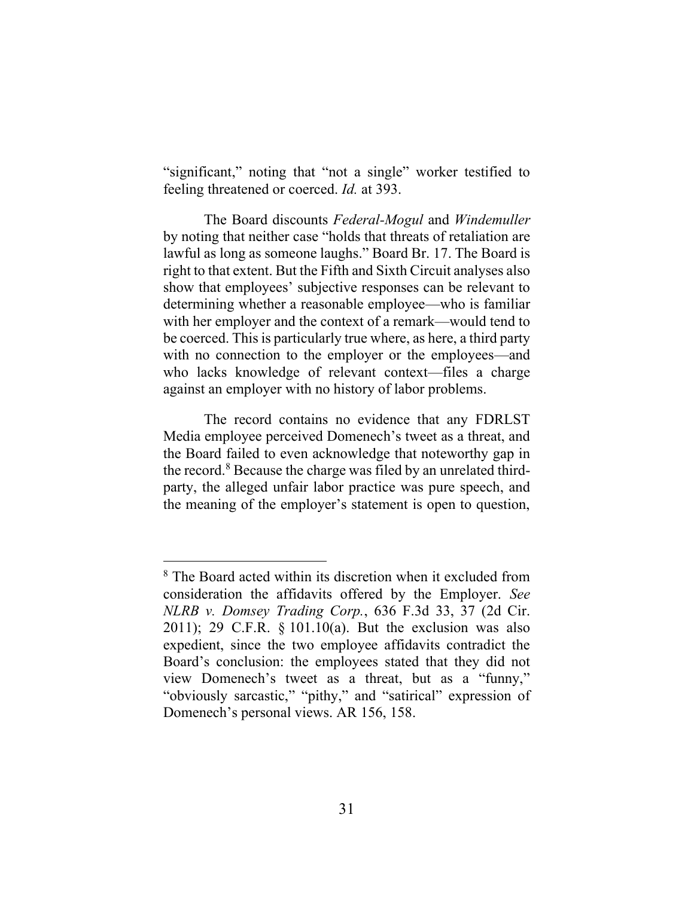"significant," noting that "not a single" worker testified to feeling threatened or coerced. *Id.* at 393.

The Board discounts *Federal-Mogul* and *Windemuller* by noting that neither case "holds that threats of retaliation are lawful as long as someone laughs." Board Br. 17. The Board is right to that extent. But the Fifth and Sixth Circuit analyses also show that employees' subjective responses can be relevant to determining whether a reasonable employee—who is familiar with her employer and the context of a remark—would tend to be coerced. This is particularly true where, as here, a third party with no connection to the employer or the employees—and who lacks knowledge of relevant context—files a charge against an employer with no history of labor problems.

The record contains no evidence that any FDRLST Media employee perceived Domenech's tweet as a threat, and the Board failed to even acknowledge that noteworthy gap in the record.[8] Because the charge was filed by an unrelated third-party, the alleged unfair labor practice was pure speech, and the meaning of the employer's statement is open to question,

---

[8] The Board acted within its discretion when it excluded from consideration the affidavits offered by the Employer. *See NLRB v. Domsey Trading Corp.*, 636 F.3d 33, 37 (2d Cir. 2011); 29 C.F.R. § 101.10(a). But the exclusion was also expedient, since the two employee affidavits contradict the Board's conclusion: the employees stated that they did not view Domenech's tweet as a threat, but as a "funny," "obviously sarcastic," "pithy," and "satirical" expression of Domenech's personal views. AR 156, 158.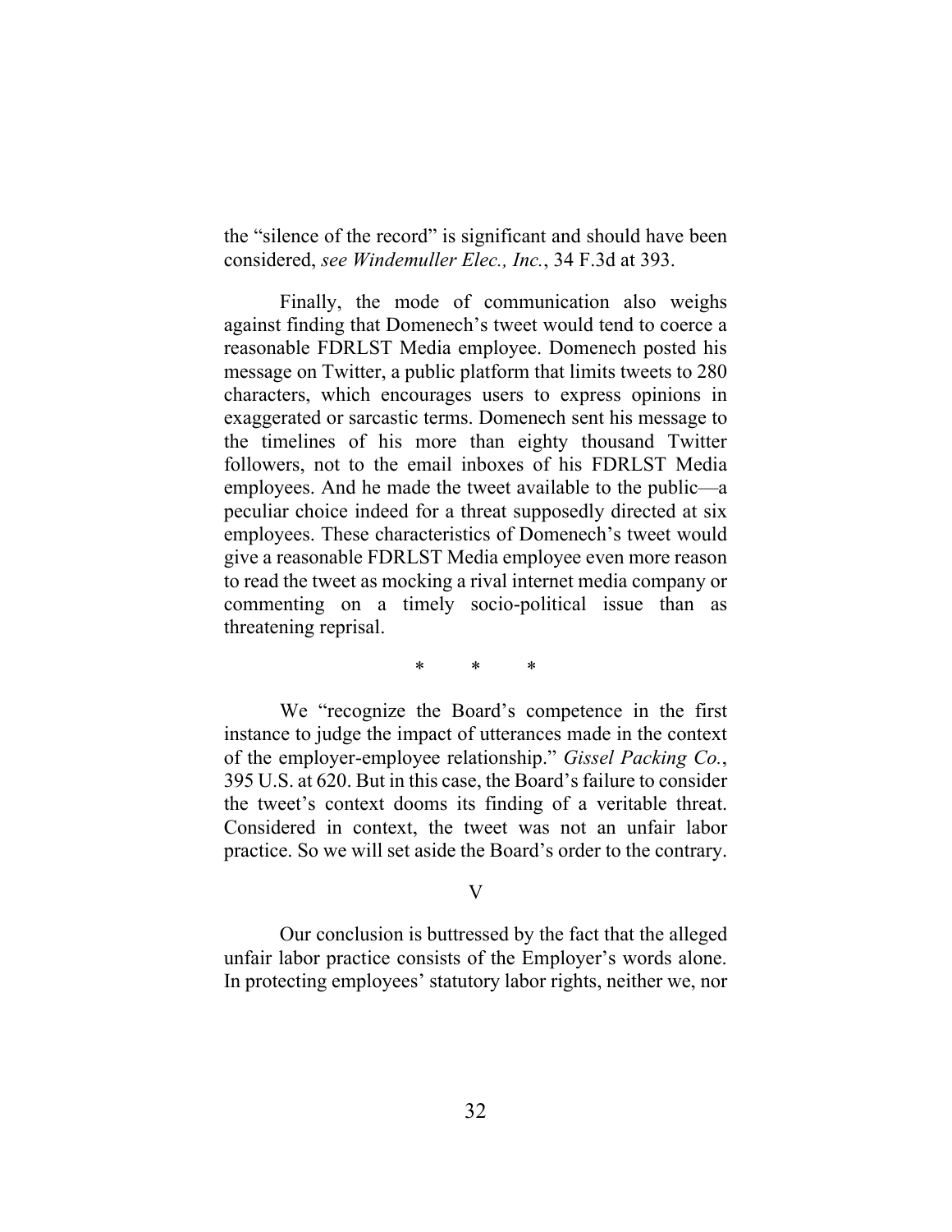the "silence of the record" is significant and should have been considered, *see Windemuller Elec., Inc.*, 34 F.3d at 393.

Finally, the mode of communication also weighs against finding that Domenech's tweet would tend to coerce a reasonable FDRLST Media employee. Domenech posted his message on Twitter, a public platform that limits tweets to 280 characters, which encourages users to express opinions in exaggerated or sarcastic terms. Domenech sent his message to the timelines of his more than eighty thousand Twitter followers, not to the email inboxes of his FDRLST Media employees. And he made the tweet available to the public—a peculiar choice indeed for a threat supposedly directed at six employees. These characteristics of Domenech's tweet would give a reasonable FDRLST Media employee even more reason to read the tweet as mocking a rival internet media company or commenting on a timely socio-political issue than as threatening reprisal.

\* \* \*

We "recognize the Board's competence in the first instance to judge the impact of utterances made in the context of the employer-employee relationship." *Gissel Packing Co.*, 395 U.S. at 620. But in this case, the Board's failure to consider the tweet's context dooms its finding of a veritable threat. Considered in context, the tweet was not an unfair labor practice. So we will set aside the Board's order to the contrary.

V

Our conclusion is buttressed by the fact that the alleged unfair labor practice consists of the Employer's words alone. In protecting employees' statutory labor rights, neither we, nor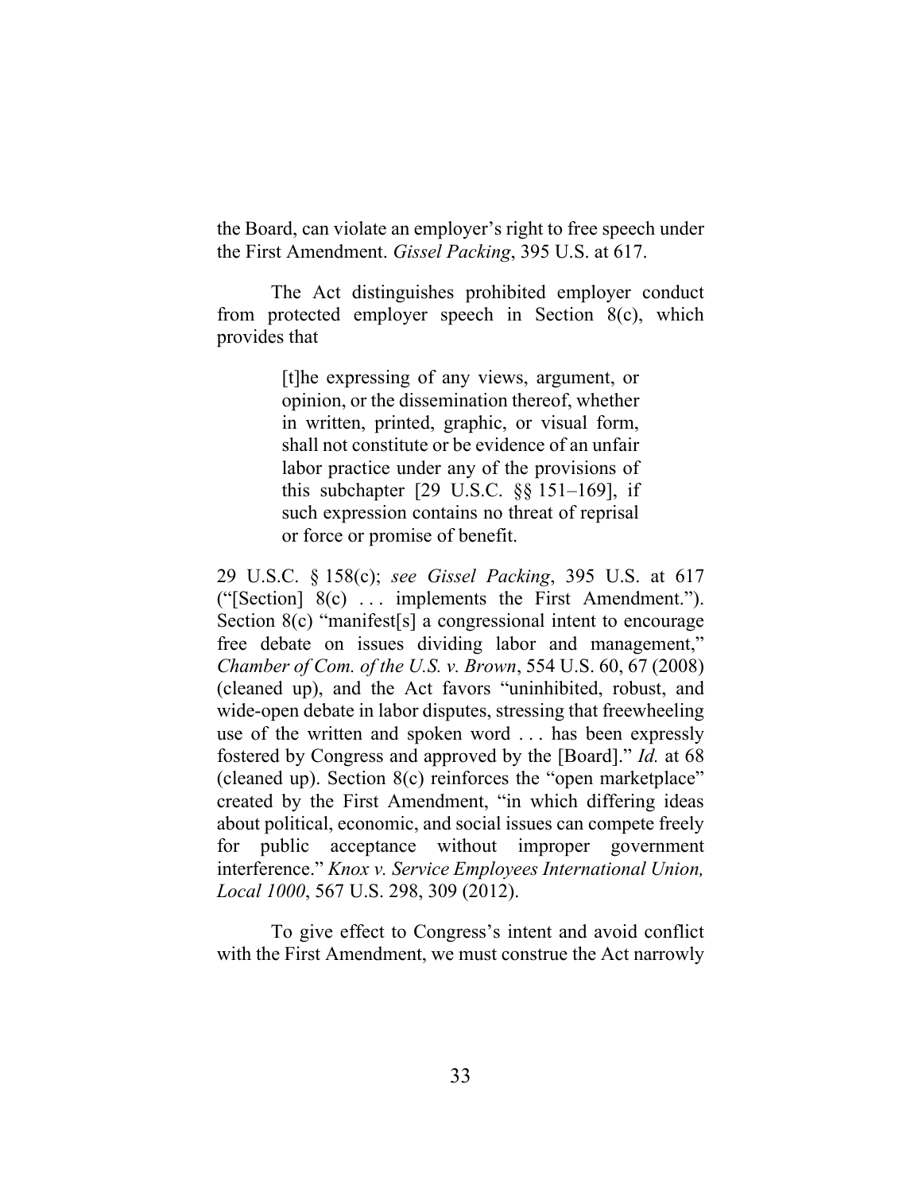the Board, can violate an employer's right to free speech under the First Amendment. *Gissel Packing*, 395 U.S. at 617.

The Act distinguishes prohibited employer conduct from protected employer speech in Section 8(c), which provides that

> [t]he expressing of any views, argument, or opinion, or the dissemination thereof, whether in written, printed, graphic, or visual form, shall not constitute or be evidence of an unfair labor practice under any of the provisions of this subchapter [29 U.S.C. §§ 151–169], if such expression contains no threat of reprisal or force or promise of benefit.

29 U.S.C. § 158(c); *see Gissel Packing*, 395 U.S. at 617 ("[Section] 8(c) . . . implements the First Amendment."). Section 8(c) "manifest[s] a congressional intent to encourage free debate on issues dividing labor and management," *Chamber of Com. of the U.S. v. Brown*, 554 U.S. 60, 67 (2008) (cleaned up), and the Act favors "uninhibited, robust, and wide-open debate in labor disputes, stressing that freewheeling use of the written and spoken word . . . has been expressly fostered by Congress and approved by the [Board]." *Id.* at 68 (cleaned up). Section 8(c) reinforces the "open marketplace" created by the First Amendment, "in which differing ideas about political, economic, and social issues can compete freely for public acceptance without improper government interference." *Knox v. Service Employees International Union, Local 1000*, 567 U.S. 298, 309 (2012).

To give effect to Congress's intent and avoid conflict with the First Amendment, we must construe the Act narrowly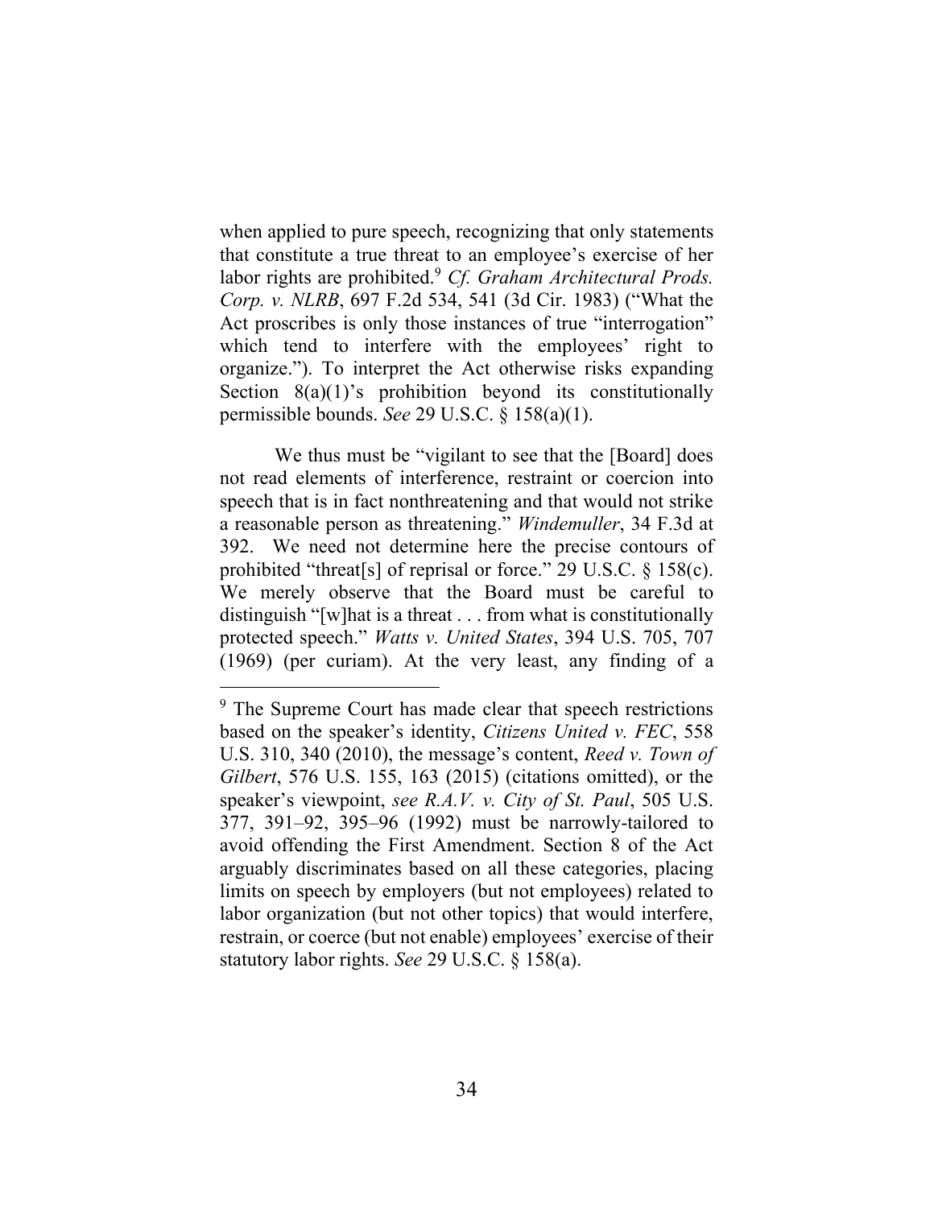when applied to pure speech, recognizing that only statements that constitute a true threat to an employee's exercise of her labor rights are prohibited.[9] *Cf. Graham Architectural Prods. Corp. v. NLRB*, 697 F.2d 534, 541 (3d Cir. 1983) ("What the Act proscribes is only those instances of true "interrogation" which tend to interfere with the employees' right to organize."). To interpret the Act otherwise risks expanding Section 8(a)(1)'s prohibition beyond its constitutionally permissible bounds. *See* 29 U.S.C. § 158(a)(1).

We thus must be "vigilant to see that the [Board] does not read elements of interference, restraint or coercion into speech that is in fact nonthreatening and that would not strike a reasonable person as threatening." *Windemuller*, 34 F.3d at 392. We need not determine here the precise contours of prohibited "threat[s] of reprisal or force." 29 U.S.C. § 158(c). We merely observe that the Board must be careful to distinguish "[w]hat is a threat . . . from what is constitutionally protected speech." *Watts v. United States*, 394 U.S. 705, 707 (1969) (per curiam). At the very least, any finding of a

---

[9] The Supreme Court has made clear that speech restrictions based on the speaker's identity, *Citizens United v. FEC*, 558 U.S. 310, 340 (2010), the message's content, *Reed v. Town of Gilbert*, 576 U.S. 155, 163 (2015) (citations omitted), or the speaker's viewpoint, *see R.A.V. v. City of St. Paul*, 505 U.S. 377, 391–92, 395–96 (1992) must be narrowly-tailored to avoid offending the First Amendment. Section 8 of the Act arguably discriminates based on all these categories, placing limits on speech by employers (but not employees) related to labor organization (but not other topics) that would interfere, restrain, or coerce (but not enable) employees' exercise of their statutory labor rights. *See* 29 U.S.C. § 158(a).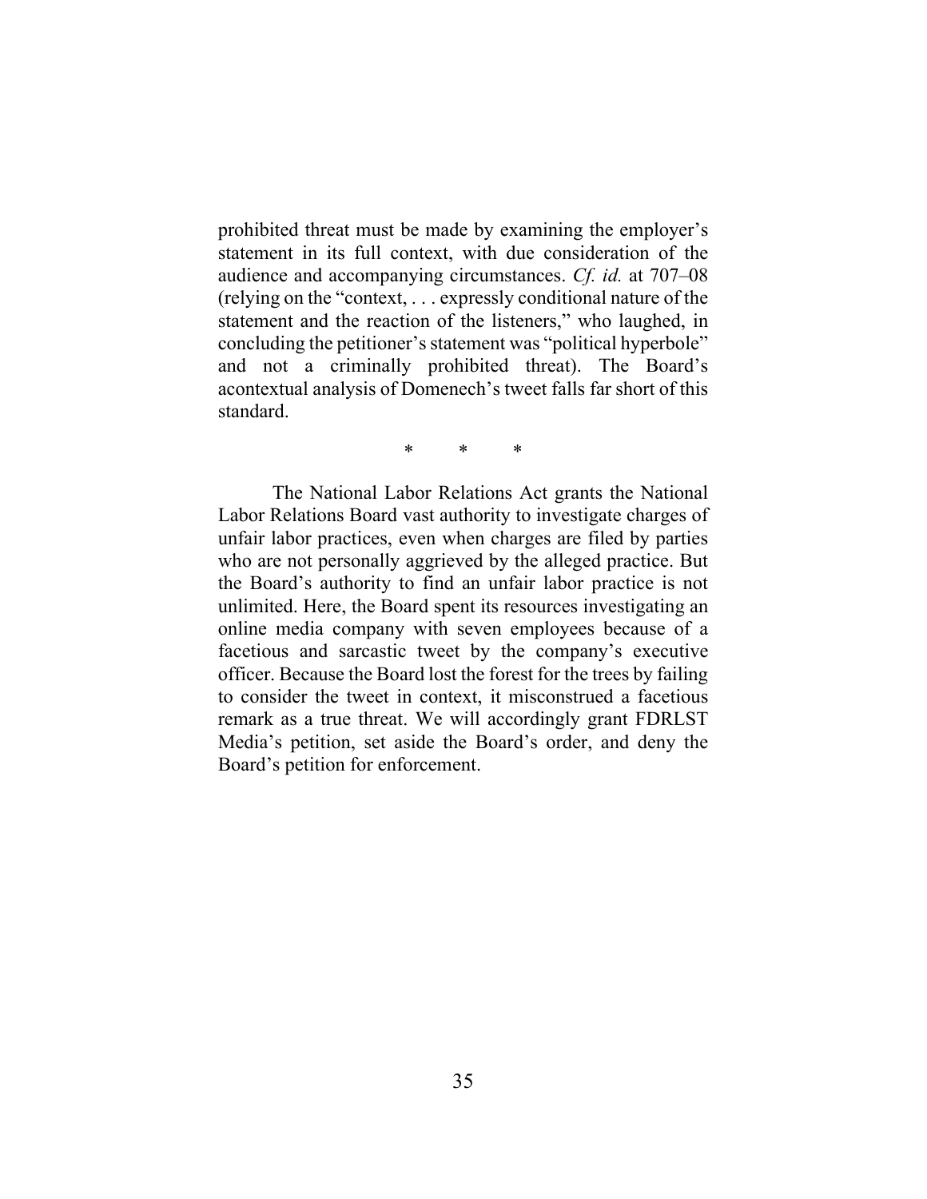prohibited threat must be made by examining the employer's statement in its full context, with due consideration of the audience and accompanying circumstances. *Cf. id.* at 707–08 (relying on the "context, . . . expressly conditional nature of the statement and the reaction of the listeners," who laughed, in concluding the petitioner's statement was "political hyperbole" and not a criminally prohibited threat). The Board's acontextual analysis of Domenech's tweet falls far short of this standard.

\* \* \*

The National Labor Relations Act grants the National Labor Relations Board vast authority to investigate charges of unfair labor practices, even when charges are filed by parties who are not personally aggrieved by the alleged practice. But the Board's authority to find an unfair labor practice is not unlimited. Here, the Board spent its resources investigating an online media company with seven employees because of a facetious and sarcastic tweet by the company's executive officer. Because the Board lost the forest for the trees by failing to consider the tweet in context, it misconstrued a facetious remark as a true threat. We will accordingly grant FDRLST Media's petition, set aside the Board's order, and deny the Board's petition for enforcement.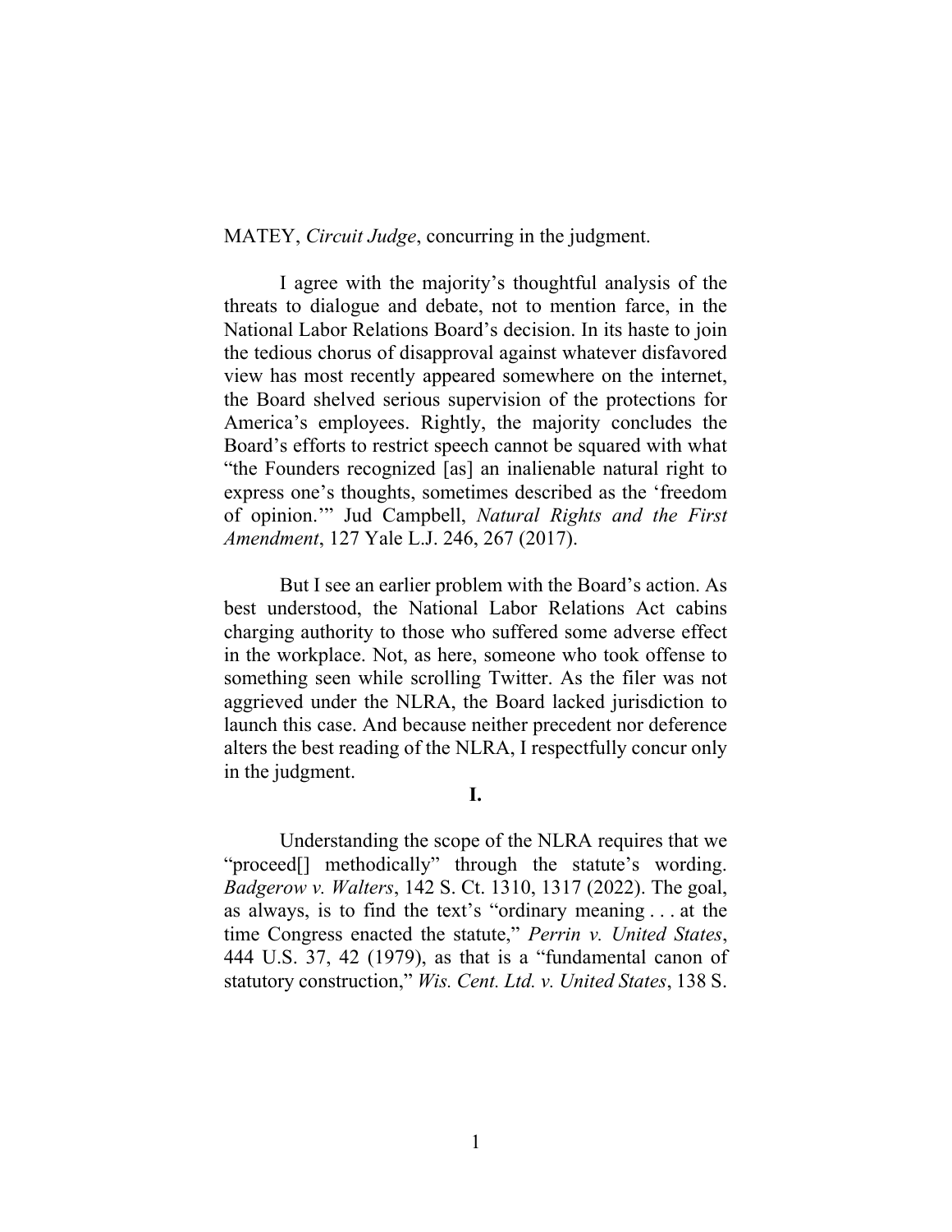MATEY, *Circuit Judge*, concurring in the judgment.

I agree with the majority's thoughtful analysis of the threats to dialogue and debate, not to mention farce, in the National Labor Relations Board's decision. In its haste to join the tedious chorus of disapproval against whatever disfavored view has most recently appeared somewhere on the internet, the Board shelved serious supervision of the protections for America's employees. Rightly, the majority concludes the Board's efforts to restrict speech cannot be squared with what "the Founders recognized [as] an inalienable natural right to express one's thoughts, sometimes described as the 'freedom of opinion.'" Jud Campbell, *Natural Rights and the First Amendment*, 127 Yale L.J. 246, 267 (2017).

But I see an earlier problem with the Board's action. As best understood, the National Labor Relations Act cabins charging authority to those who suffered some adverse effect in the workplace. Not, as here, someone who took offense to something seen while scrolling Twitter. As the filer was not aggrieved under the NLRA, the Board lacked jurisdiction to launch this case. And because neither precedent nor deference alters the best reading of the NLRA, I respectfully concur only in the judgment.

**I.**

Understanding the scope of the NLRA requires that we "proceed[] methodically" through the statute's wording. *Badgerow v. Walters*, 142 S. Ct. 1310, 1317 (2022). The goal, as always, is to find the text's "ordinary meaning . . . at the time Congress enacted the statute," *Perrin v. United States*, 444 U.S. 37, 42 (1979), as that is a "fundamental canon of statutory construction," *Wis. Cent. Ltd. v. United States*, 138 S.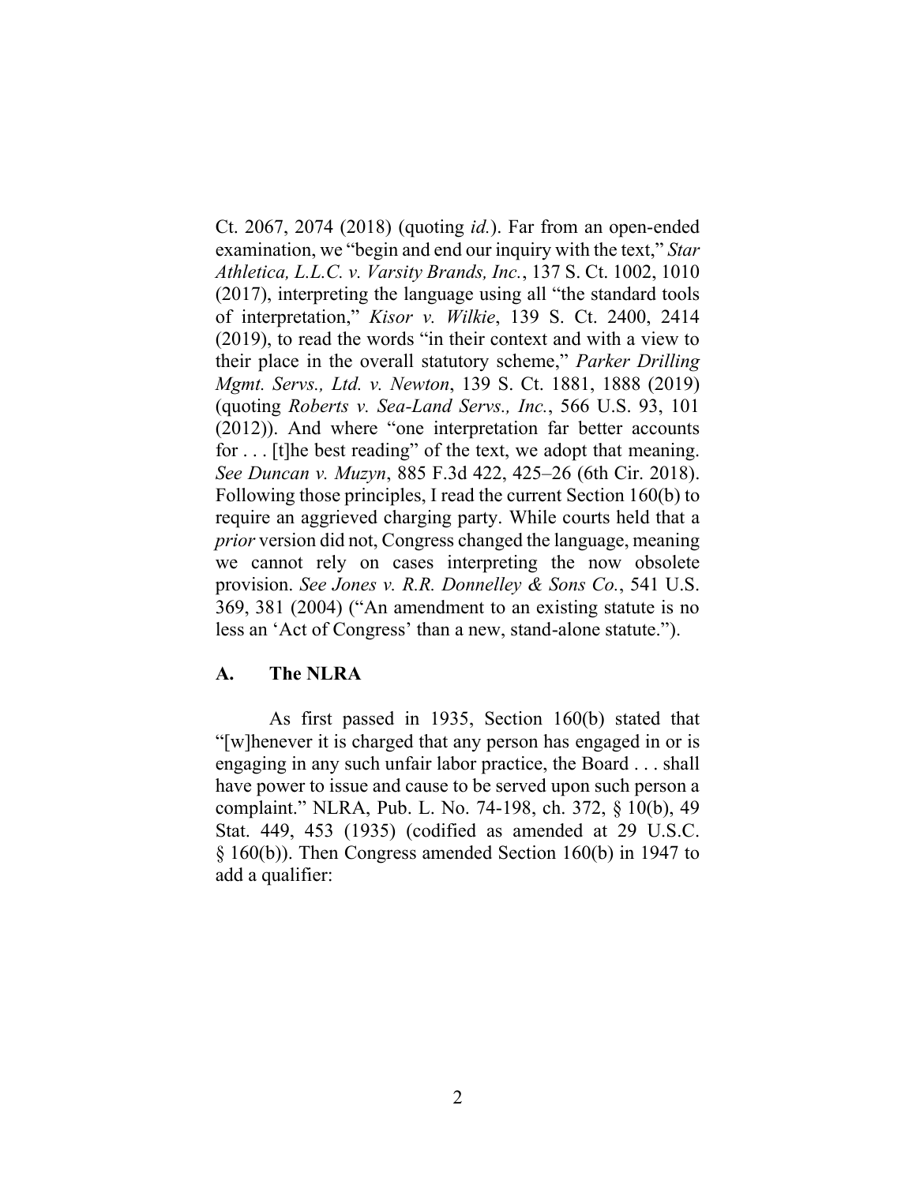Ct. 2067, 2074 (2018) (quoting *id.*). Far from an open-ended examination, we "begin and end our inquiry with the text," *Star Athletica, L.L.C. v. Varsity Brands, Inc.*, 137 S. Ct. 1002, 1010 (2017), interpreting the language using all "the standard tools of interpretation," *Kisor v. Wilkie*, 139 S. Ct. 2400, 2414 (2019), to read the words "in their context and with a view to their place in the overall statutory scheme," *Parker Drilling Mgmt. Servs., Ltd. v. Newton*, 139 S. Ct. 1881, 1888 (2019) (quoting *Roberts v. Sea-Land Servs., Inc.*, 566 U.S. 93, 101 (2012)). And where "one interpretation far better accounts for . . . [t]he best reading" of the text, we adopt that meaning. *See Duncan v. Muzyn*, 885 F.3d 422, 425–26 (6th Cir. 2018). Following those principles, I read the current Section 160(b) to require an aggrieved charging party. While courts held that a *prior* version did not, Congress changed the language, meaning we cannot rely on cases interpreting the now obsolete provision. *See Jones v. R.R. Donnelley & Sons Co.*, 541 U.S. 369, 381 (2004) ("An amendment to an existing statute is no less an 'Act of Congress' than a new, stand-alone statute.").

### A. The NLRA

As first passed in 1935, Section 160(b) stated that "[w]henever it is charged that any person has engaged in or is engaging in any such unfair labor practice, the Board . . . shall have power to issue and cause to be served upon such person a complaint." NLRA, Pub. L. No. 74-198, ch. 372, § 10(b), 49 Stat. 449, 453 (1935) (codified as amended at 29 U.S.C. § 160(b)). Then Congress amended Section 160(b) in 1947 to add a qualifier: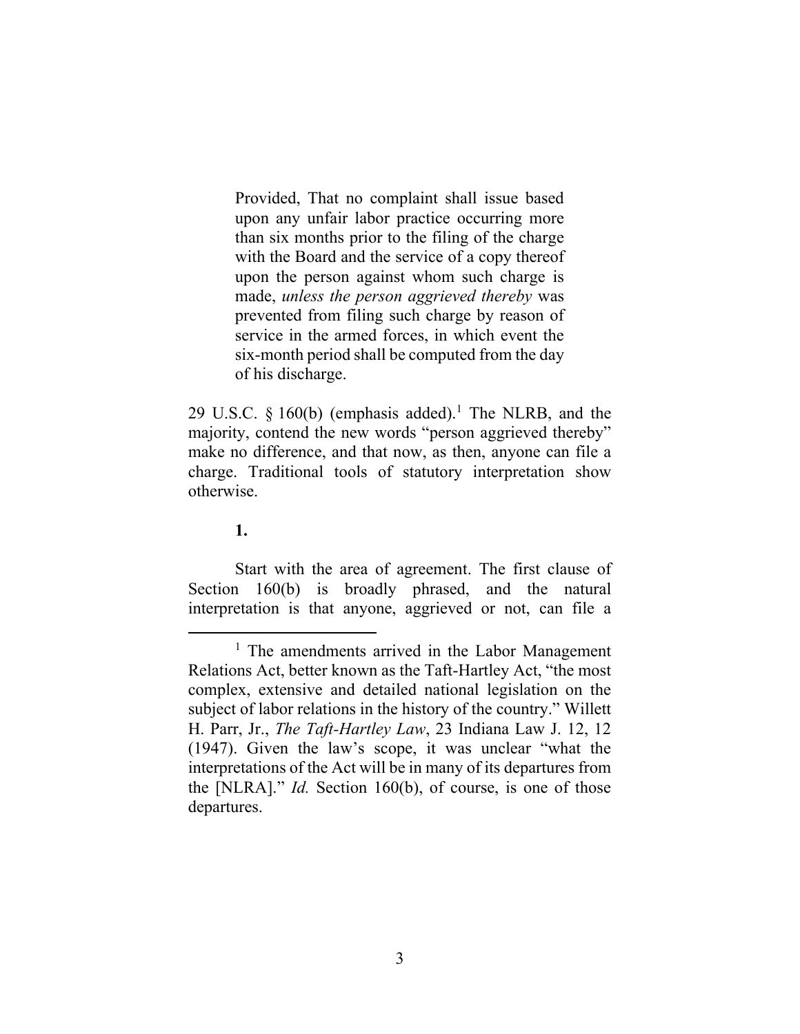> Provided, That no complaint shall issue based upon any unfair labor practice occurring more than six months prior to the filing of the charge with the Board and the service of a copy thereof upon the person against whom such charge is made, *unless the person aggrieved thereby* was prevented from filing such charge by reason of service in the armed forces, in which event the six-month period shall be computed from the day of his discharge.

29 U.S.C. § 160(b) (emphasis added).[1] The NLRB, and the majority, contend the new words "person aggrieved thereby" make no difference, and that now, as then, anyone can file a charge. Traditional tools of statutory interpretation show otherwise.

**1.**

Start with the area of agreement. The first clause of Section 160(b) is broadly phrased, and the natural interpretation is that anyone, aggrieved or not, can file a

[1] The amendments arrived in the Labor Management Relations Act, better known as the Taft-Hartley Act, "the most complex, extensive and detailed national legislation on the subject of labor relations in the history of the country." Willett H. Parr, Jr., *The Taft-Hartley Law*, 23 Indiana Law J. 12, 12 (1947). Given the law's scope, it was unclear "what the interpretations of the Act will be in many of its departures from the [NLRA]." *Id.* Section 160(b), of course, is one of those departures.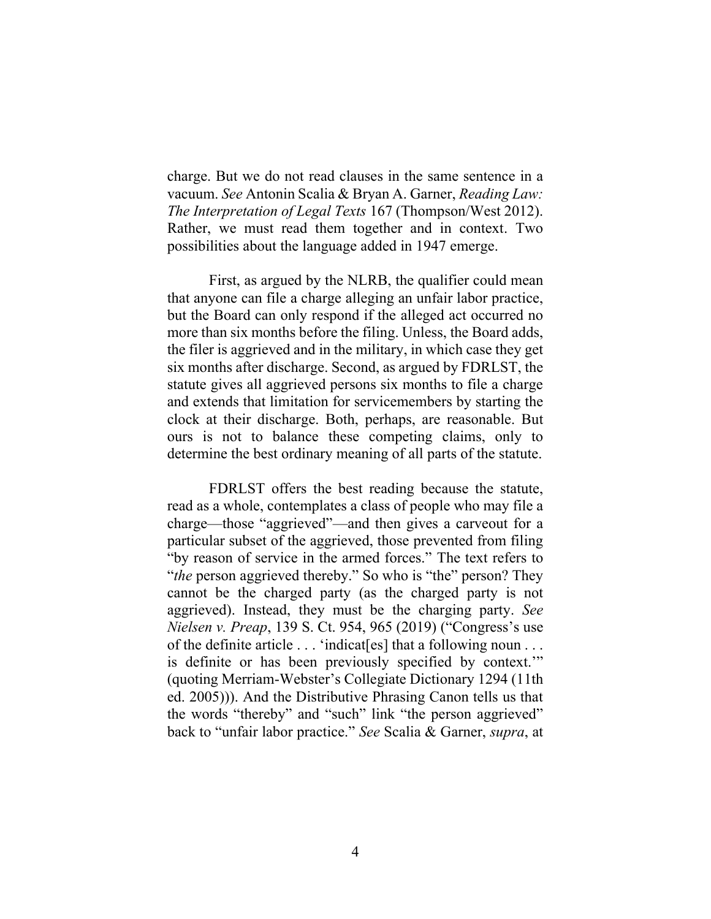charge. But we do not read clauses in the same sentence in a vacuum. *See* Antonin Scalia & Bryan A. Garner, *Reading Law: The Interpretation of Legal Texts* 167 (Thompson/West 2012). Rather, we must read them together and in context. Two possibilities about the language added in 1947 emerge.

First, as argued by the NLRB, the qualifier could mean that anyone can file a charge alleging an unfair labor practice, but the Board can only respond if the alleged act occurred no more than six months before the filing. Unless, the Board adds, the filer is aggrieved and in the military, in which case they get six months after discharge. Second, as argued by FDRLST, the statute gives all aggrieved persons six months to file a charge and extends that limitation for servicemembers by starting the clock at their discharge. Both, perhaps, are reasonable. But ours is not to balance these competing claims, only to determine the best ordinary meaning of all parts of the statute.

FDRLST offers the best reading because the statute, read as a whole, contemplates a class of people who may file a charge—those "aggrieved"—and then gives a carveout for a particular subset of the aggrieved, those prevented from filing "by reason of service in the armed forces." The text refers to "*the* person aggrieved thereby." So who is "the" person? They cannot be the charged party (as the charged party is not aggrieved). Instead, they must be the charging party. *See Nielsen v. Preap*, 139 S. Ct. 954, 965 (2019) ("Congress's use of the definite article . . . 'indicat[es] that a following noun . . . is definite or has been previously specified by context.'" (quoting Merriam-Webster's Collegiate Dictionary 1294 (11th ed. 2005))). And the Distributive Phrasing Canon tells us that the words "thereby" and "such" link "the person aggrieved" back to "unfair labor practice." *See* Scalia & Garner, *supra*, at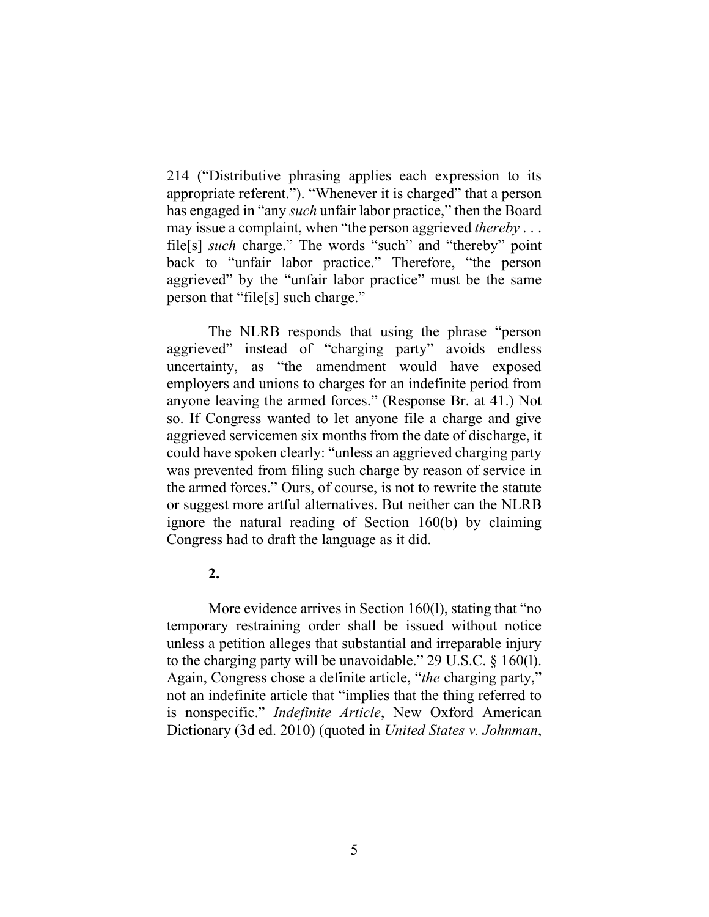214 ("Distributive phrasing applies each expression to its appropriate referent."). "Whenever it is charged" that a person has engaged in "any *such* unfair labor practice," then the Board may issue a complaint, when "the person aggrieved *thereby* . . . file[s] *such* charge." The words "such" and "thereby" point back to "unfair labor practice." Therefore, "the person aggrieved" by the "unfair labor practice" must be the same person that "file[s] such charge."

The NLRB responds that using the phrase "person aggrieved" instead of "charging party" avoids endless uncertainty, as "the amendment would have exposed employers and unions to charges for an indefinite period from anyone leaving the armed forces." (Response Br. at 41.) Not so. If Congress wanted to let anyone file a charge and give aggrieved servicemen six months from the date of discharge, it could have spoken clearly: "unless an aggrieved charging party was prevented from filing such charge by reason of service in the armed forces." Ours, of course, is not to rewrite the statute or suggest more artful alternatives. But neither can the NLRB ignore the natural reading of Section 160(b) by claiming Congress had to draft the language as it did.

**2.**

More evidence arrives in Section 160(l), stating that "no temporary restraining order shall be issued without notice unless a petition alleges that substantial and irreparable injury to the charging party will be unavoidable." 29 U.S.C. § 160(l). Again, Congress chose a definite article, "*the* charging party," not an indefinite article that "implies that the thing referred to is nonspecific." *Indefinite Article*, New Oxford American Dictionary (3d ed. 2010) (quoted in *United States v. Johnman*,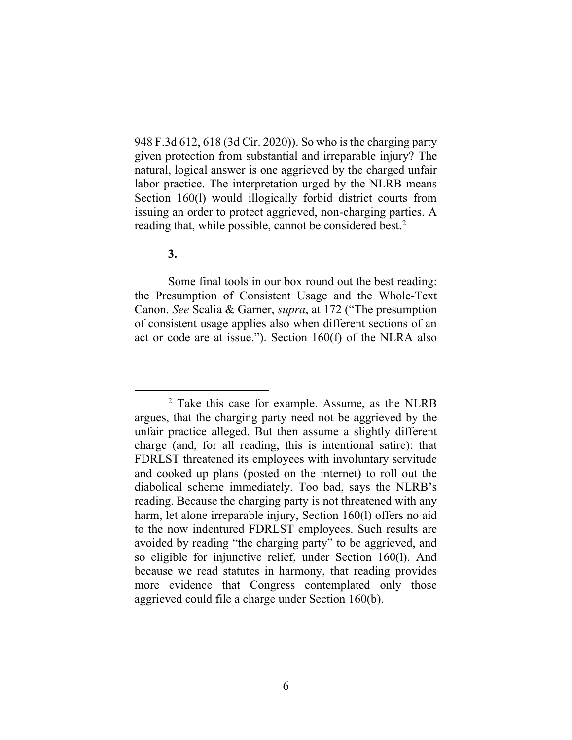948 F.3d 612, 618 (3d Cir. 2020)). So who is the charging party given protection from substantial and irreparable injury? The natural, logical answer is one aggrieved by the charged unfair labor practice. The interpretation urged by the NLRB means Section 160(l) would illogically forbid district courts from issuing an order to protect aggrieved, non-charging parties. A reading that, while possible, cannot be considered best.[2]

**3.**

Some final tools in our box round out the best reading: the Presumption of Consistent Usage and the Whole-Text Canon. *See* Scalia & Garner, *supra*, at 172 ("The presumption of consistent usage applies also when different sections of an act or code are at issue."). Section 160(f) of the NLRA also

---

[2] Take this case for example. Assume, as the NLRB argues, that the charging party need not be aggrieved by the unfair practice alleged. But then assume a slightly different charge (and, for all reading, this is intentional satire): that FDRLST threatened its employees with involuntary servitude and cooked up plans (posted on the internet) to roll out the diabolical scheme immediately. Too bad, says the NLRB's reading. Because the charging party is not threatened with any harm, let alone irreparable injury, Section 160(l) offers no aid to the now indentured FDRLST employees. Such results are avoided by reading "the charging party" to be aggrieved, and so eligible for injunctive relief, under Section 160(l). And because we read statutes in harmony, that reading provides more evidence that Congress contemplated only those aggrieved could file a charge under Section 160(b).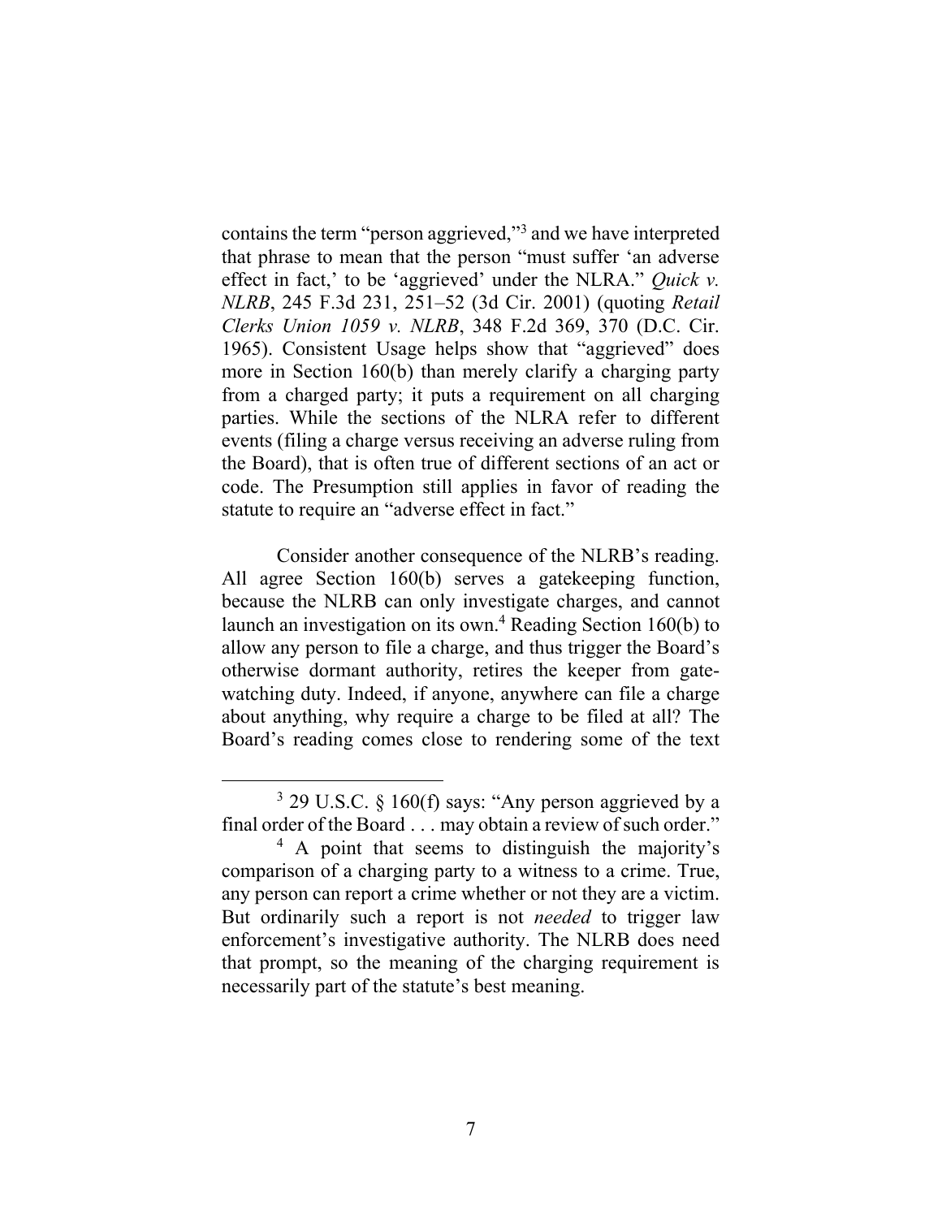contains the term "person aggrieved,"[3] and we have interpreted that phrase to mean that the person "must suffer 'an adverse effect in fact,' to be 'aggrieved' under the NLRA." *Quick v. NLRB*, 245 F.3d 231, 251–52 (3d Cir. 2001) (quoting *Retail Clerks Union 1059 v. NLRB*, 348 F.2d 369, 370 (D.C. Cir. 1965). Consistent Usage helps show that "aggrieved" does more in Section 160(b) than merely clarify a charging party from a charged party; it puts a requirement on all charging parties. While the sections of the NLRA refer to different events (filing a charge versus receiving an adverse ruling from the Board), that is often true of different sections of an act or code. The Presumption still applies in favor of reading the statute to require an "adverse effect in fact."

Consider another consequence of the NLRB's reading. All agree Section 160(b) serves a gatekeeping function, because the NLRB can only investigate charges, and cannot launch an investigation on its own.[4] Reading Section 160(b) to allow any person to file a charge, and thus trigger the Board's otherwise dormant authority, retires the keeper from gate-watching duty. Indeed, if anyone, anywhere can file a charge about anything, why require a charge to be filed at all? The Board's reading comes close to rendering some of the text

---

[3] 29 U.S.C. § 160(f) says: "Any person aggrieved by a final order of the Board . . . may obtain a review of such order."

[4] A point that seems to distinguish the majority's comparison of a charging party to a witness to a crime. True, any person can report a crime whether or not they are a victim. But ordinarily such a report is not *needed* to trigger law enforcement's investigative authority. The NLRB does need that prompt, so the meaning of the charging requirement is necessarily part of the statute's best meaning.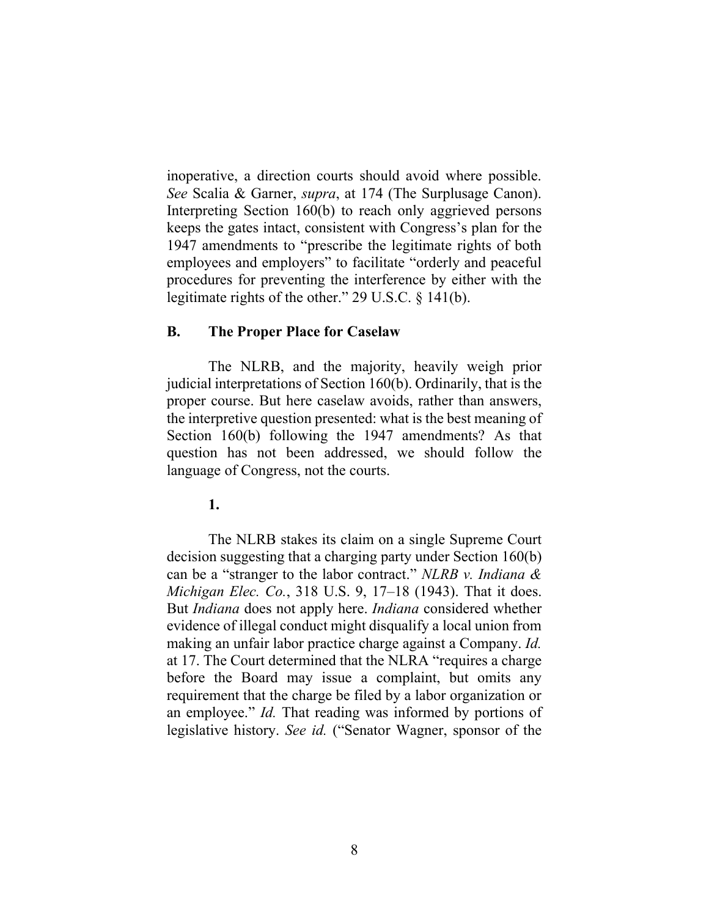inoperative, a direction courts should avoid where possible. *See* Scalia & Garner, *supra*, at 174 (The Surplusage Canon). Interpreting Section 160(b) to reach only aggrieved persons keeps the gates intact, consistent with Congress's plan for the 1947 amendments to "prescribe the legitimate rights of both employees and employers" to facilitate "orderly and peaceful procedures for preventing the interference by either with the legitimate rights of the other." 29 U.S.C. § 141(b).

### B. The Proper Place for Caselaw

The NLRB, and the majority, heavily weigh prior judicial interpretations of Section 160(b). Ordinarily, that is the proper course. But here caselaw avoids, rather than answers, the interpretive question presented: what is the best meaning of Section 160(b) following the 1947 amendments? As that question has not been addressed, we should follow the language of Congress, not the courts.

#### 1.

The NLRB stakes its claim on a single Supreme Court decision suggesting that a charging party under Section 160(b) can be a "stranger to the labor contract." *NLRB v. Indiana & Michigan Elec. Co.*, 318 U.S. 9, 17–18 (1943). That it does. But *Indiana* does not apply here. *Indiana* considered whether evidence of illegal conduct might disqualify a local union from making an unfair labor practice charge against a Company. *Id.* at 17. The Court determined that the NLRA "requires a charge before the Board may issue a complaint, but omits any requirement that the charge be filed by a labor organization or an employee." *Id.* That reading was informed by portions of legislative history. *See id.* ("Senator Wagner, sponsor of the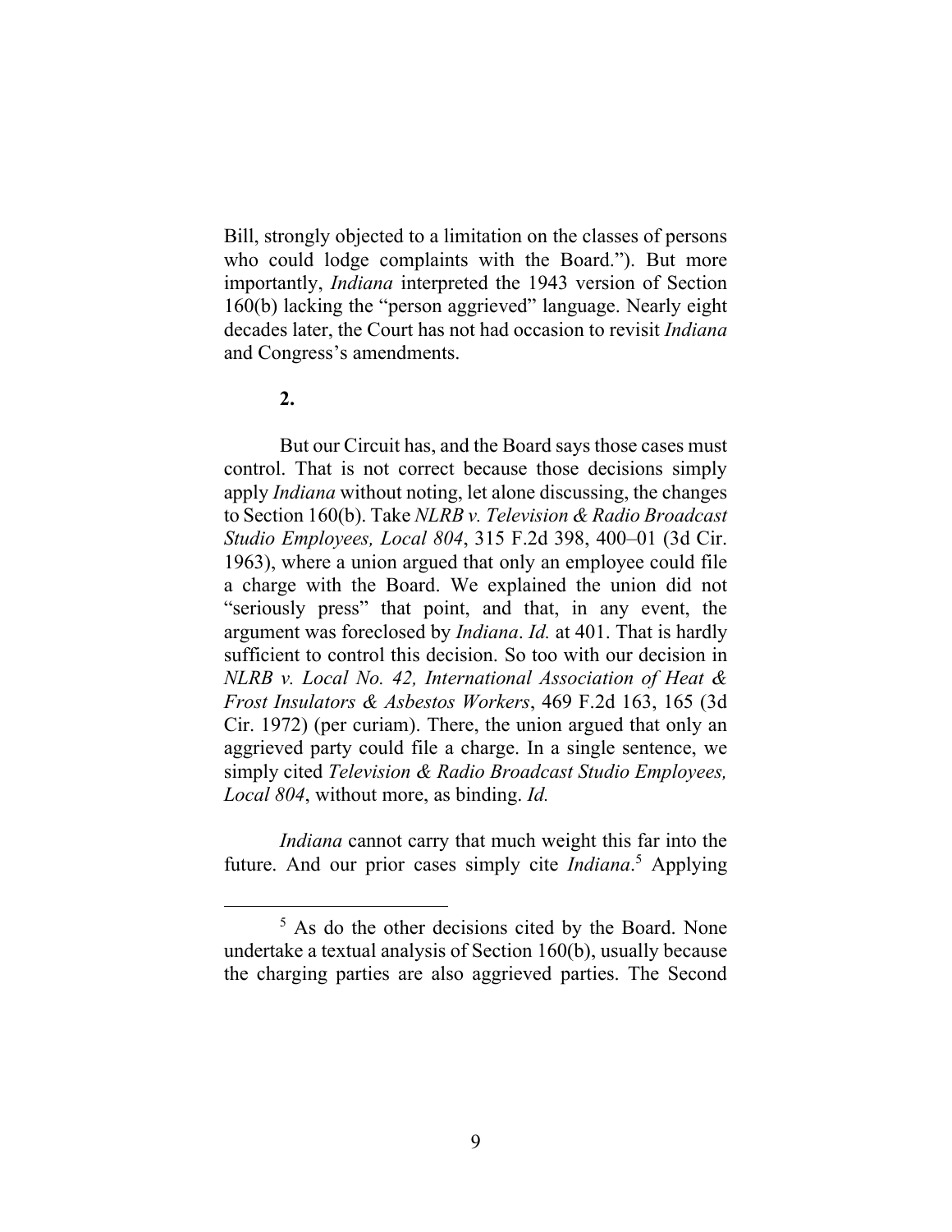Bill, strongly objected to a limitation on the classes of persons who could lodge complaints with the Board."). But more importantly, *Indiana* interpreted the 1943 version of Section 160(b) lacking the "person aggrieved" language. Nearly eight decades later, the Court has not had occasion to revisit *Indiana* and Congress's amendments.

**2.**

But our Circuit has, and the Board says those cases must control. That is not correct because those decisions simply apply *Indiana* without noting, let alone discussing, the changes to Section 160(b). Take *NLRB v. Television & Radio Broadcast Studio Employees, Local 804*, 315 F.2d 398, 400–01 (3d Cir. 1963), where a union argued that only an employee could file a charge with the Board. We explained the union did not "seriously press" that point, and that, in any event, the argument was foreclosed by *Indiana*. *Id.* at 401. That is hardly sufficient to control this decision. So too with our decision in *NLRB v. Local No. 42, International Association of Heat & Frost Insulators & Asbestos Workers*, 469 F.2d 163, 165 (3d Cir. 1972) (per curiam). There, the union argued that only an aggrieved party could file a charge. In a single sentence, we simply cited *Television & Radio Broadcast Studio Employees, Local 804*, without more, as binding. *Id.*

*Indiana* cannot carry that much weight this far into the future. And our prior cases simply cite *Indiana*.[5] Applying

[5] As do the other decisions cited by the Board. None undertake a textual analysis of Section 160(b), usually because the charging parties are also aggrieved parties. The Second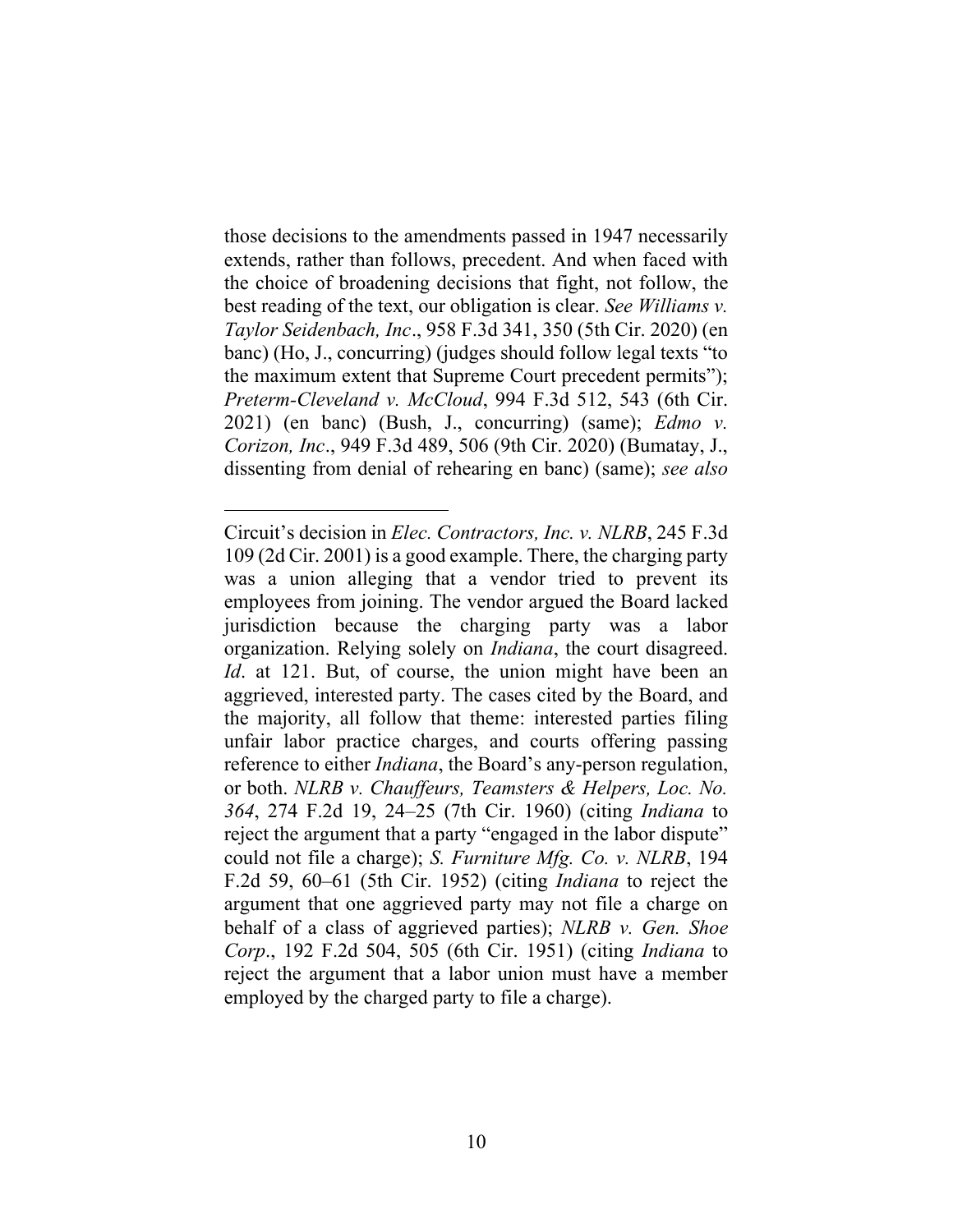those decisions to the amendments passed in 1947 necessarily extends, rather than follows, precedent. And when faced with the choice of broadening decisions that fight, not follow, the best reading of the text, our obligation is clear. *See Williams v. Taylor Seidenbach, Inc*., 958 F.3d 341, 350 (5th Cir. 2020) (en banc) (Ho, J., concurring) (judges should follow legal texts "to the maximum extent that Supreme Court precedent permits"); *Preterm-Cleveland v. McCloud*, 994 F.3d 512, 543 (6th Cir. 2021) (en banc) (Bush, J., concurring) (same); *Edmo v. Corizon, Inc*., 949 F.3d 489, 506 (9th Cir. 2020) (Bumatay, J., dissenting from denial of rehearing en banc) (same); *see also*

---

Circuit's decision in *Elec. Contractors, Inc. v. NLRB*, 245 F.3d 109 (2d Cir. 2001) is a good example. There, the charging party was a union alleging that a vendor tried to prevent its employees from joining. The vendor argued the Board lacked jurisdiction because the charging party was a labor organization. Relying solely on *Indiana*, the court disagreed. *Id*. at 121. But, of course, the union might have been an aggrieved, interested party. The cases cited by the Board, and the majority, all follow that theme: interested parties filing unfair labor practice charges, and courts offering passing reference to either *Indiana*, the Board's any-person regulation, or both. *NLRB v. Chauffeurs, Teamsters & Helpers, Loc. No. 364*, 274 F.2d 19, 24–25 (7th Cir. 1960) (citing *Indiana* to reject the argument that a party "engaged in the labor dispute" could not file a charge); *S. Furniture Mfg. Co. v. NLRB*, 194 F.2d 59, 60–61 (5th Cir. 1952) (citing *Indiana* to reject the argument that one aggrieved party may not file a charge on behalf of a class of aggrieved parties); *NLRB v. Gen. Shoe Corp*., 192 F.2d 504, 505 (6th Cir. 1951) (citing *Indiana* to reject the argument that a labor union must have a member employed by the charged party to file a charge).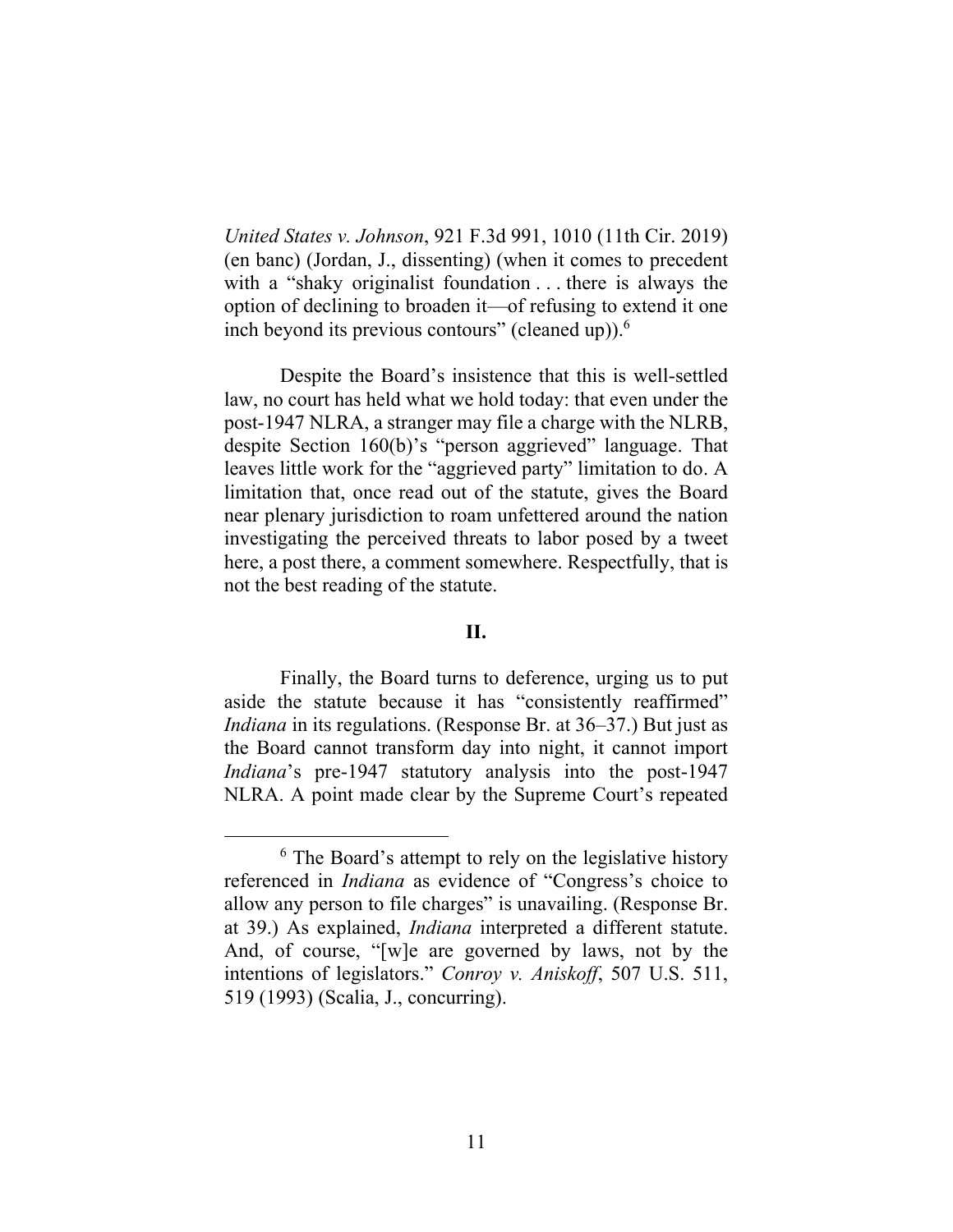*United States v. Johnson*, 921 F.3d 991, 1010 (11th Cir. 2019) (en banc) (Jordan, J., dissenting) (when it comes to precedent with a "shaky originalist foundation . . . there is always the option of declining to broaden it—of refusing to extend it one inch beyond its previous contours" (cleaned up)).[6]

Despite the Board's insistence that this is well-settled law, no court has held what we hold today: that even under the post-1947 NLRA, a stranger may file a charge with the NLRB, despite Section 160(b)'s "person aggrieved" language. That leaves little work for the "aggrieved party" limitation to do. A limitation that, once read out of the statute, gives the Board near plenary jurisdiction to roam unfettered around the nation investigating the perceived threats to labor posed by a tweet here, a post there, a comment somewhere. Respectfully, that is not the best reading of the statute.

## II.

Finally, the Board turns to deference, urging us to put aside the statute because it has "consistently reaffirmed" *Indiana* in its regulations. (Response Br. at 36–37.) But just as the Board cannot transform day into night, it cannot import *Indiana*'s pre-1947 statutory analysis into the post-1947 NLRA. A point made clear by the Supreme Court's repeated

[6] The Board's attempt to rely on the legislative history referenced in *Indiana* as evidence of "Congress's choice to allow any person to file charges" is unavailing. (Response Br. at 39.) As explained, *Indiana* interpreted a different statute. And, of course, "[w]e are governed by laws, not by the intentions of legislators." *Conroy v. Aniskoff*, 507 U.S. 511, 519 (1993) (Scalia, J., concurring).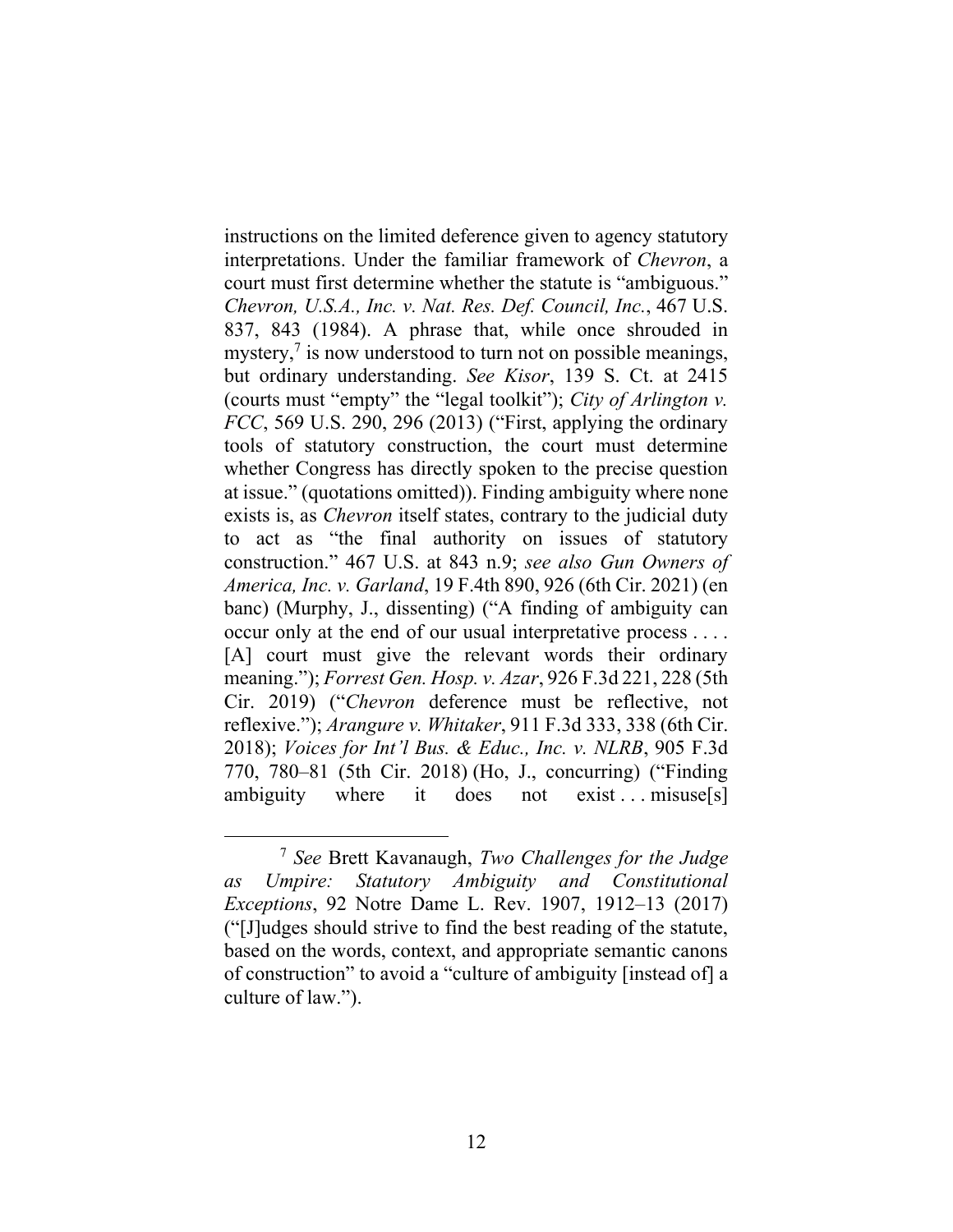instructions on the limited deference given to agency statutory interpretations. Under the familiar framework of *Chevron*, a court must first determine whether the statute is "ambiguous." *Chevron, U.S.A., Inc. v. Nat. Res. Def. Council, Inc.*, 467 U.S. 837, 843 (1984). A phrase that, while once shrouded in mystery,[7] is now understood to turn not on possible meanings, but ordinary understanding. *See Kisor*, 139 S. Ct. at 2415 (courts must "empty" the "legal toolkit"); *City of Arlington v. FCC*, 569 U.S. 290, 296 (2013) ("First, applying the ordinary tools of statutory construction, the court must determine whether Congress has directly spoken to the precise question at issue." (quotations omitted)). Finding ambiguity where none exists is, as *Chevron* itself states, contrary to the judicial duty to act as "the final authority on issues of statutory construction." 467 U.S. at 843 n.9; *see also Gun Owners of America, Inc. v. Garland*, 19 F.4th 890, 926 (6th Cir. 2021) (en banc) (Murphy, J., dissenting) ("A finding of ambiguity can occur only at the end of our usual interpretative process . . . . [A] court must give the relevant words their ordinary meaning."); *Forrest Gen. Hosp. v. Azar*, 926 F.3d 221, 228 (5th Cir. 2019) ("*Chevron* deference must be reflective, not reflexive."); *Arangure v. Whitaker*, 911 F.3d 333, 338 (6th Cir. 2018); *Voices for Int'l Bus. & Educ., Inc. v. NLRB*, 905 F.3d 770, 780–81 (5th Cir. 2018) (Ho, J., concurring) ("Finding ambiguity where it does not exist . . . misuse[s]

---

[7] *See* Brett Kavanaugh, *Two Challenges for the Judge as Umpire: Statutory Ambiguity and Constitutional Exceptions*, 92 Notre Dame L. Rev. 1907, 1912–13 (2017) ("[J]udges should strive to find the best reading of the statute, based on the words, context, and appropriate semantic canons of construction" to avoid a "culture of ambiguity [instead of] a culture of law.").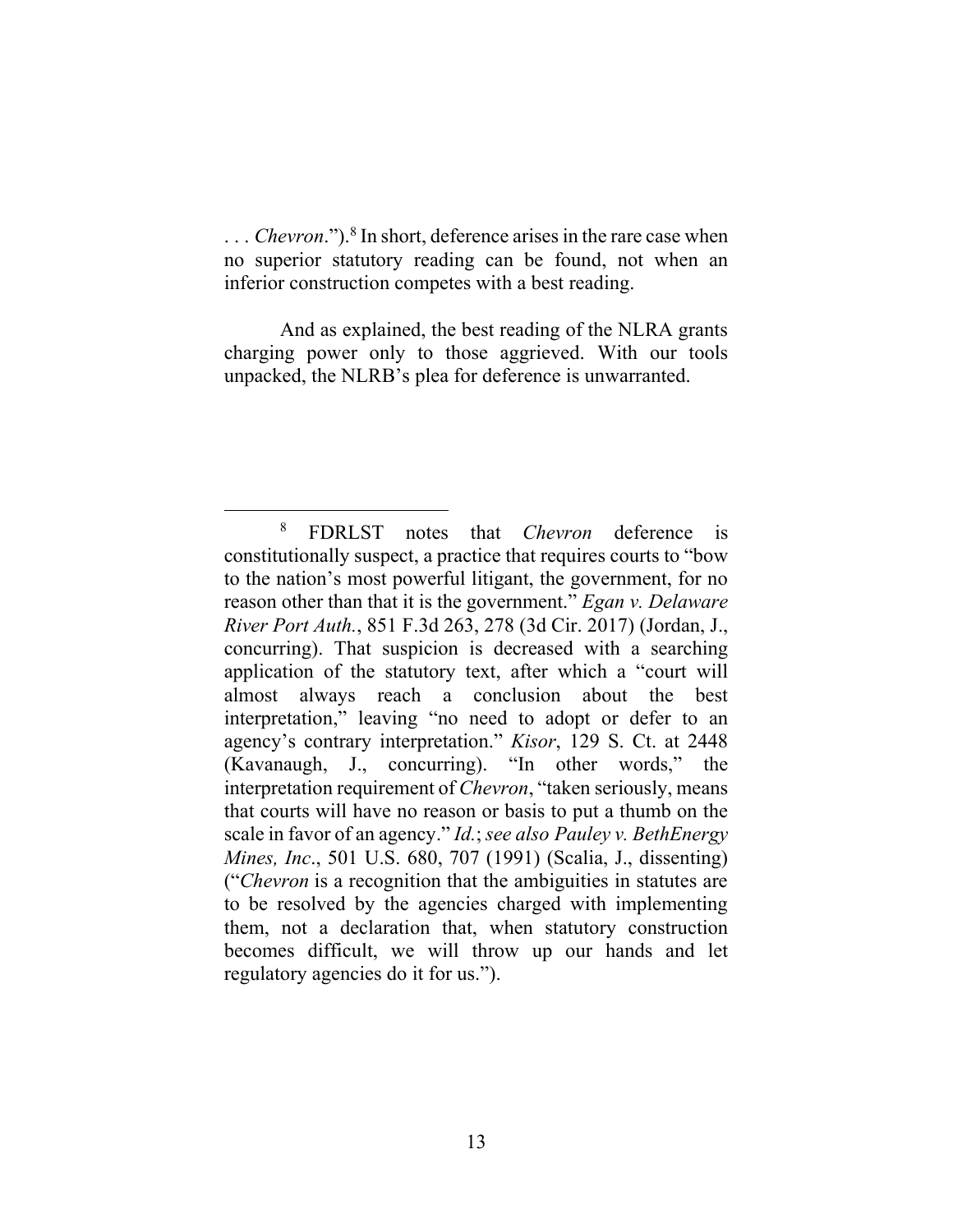. . . *Chevron*.").[8] In short, deference arises in the rare case when no superior statutory reading can be found, not when an inferior construction competes with a best reading.

And as explained, the best reading of the NLRA grants charging power only to those aggrieved. With our tools unpacked, the NLRB's plea for deference is unwarranted.

---

[8] FDRLST notes that *Chevron* deference is constitutionally suspect, a practice that requires courts to "bow to the nation's most powerful litigant, the government, for no reason other than that it is the government." *Egan v. Delaware River Port Auth.*, 851 F.3d 263, 278 (3d Cir. 2017) (Jordan, J., concurring). That suspicion is decreased with a searching application of the statutory text, after which a "court will almost always reach a conclusion about the best interpretation," leaving "no need to adopt or defer to an agency's contrary interpretation." *Kisor*, 129 S. Ct. at 2448 (Kavanaugh, J., concurring). "In other words," the interpretation requirement of *Chevron*, "taken seriously, means that courts will have no reason or basis to put a thumb on the scale in favor of an agency." *Id.*; *see also Pauley v. BethEnergy Mines, Inc.*, 501 U.S. 680, 707 (1991) (Scalia, J., dissenting) ("*Chevron* is a recognition that the ambiguities in statutes are to be resolved by the agencies charged with implementing them, not a declaration that, when statutory construction becomes difficult, we will throw up our hands and let regulatory agencies do it for us.").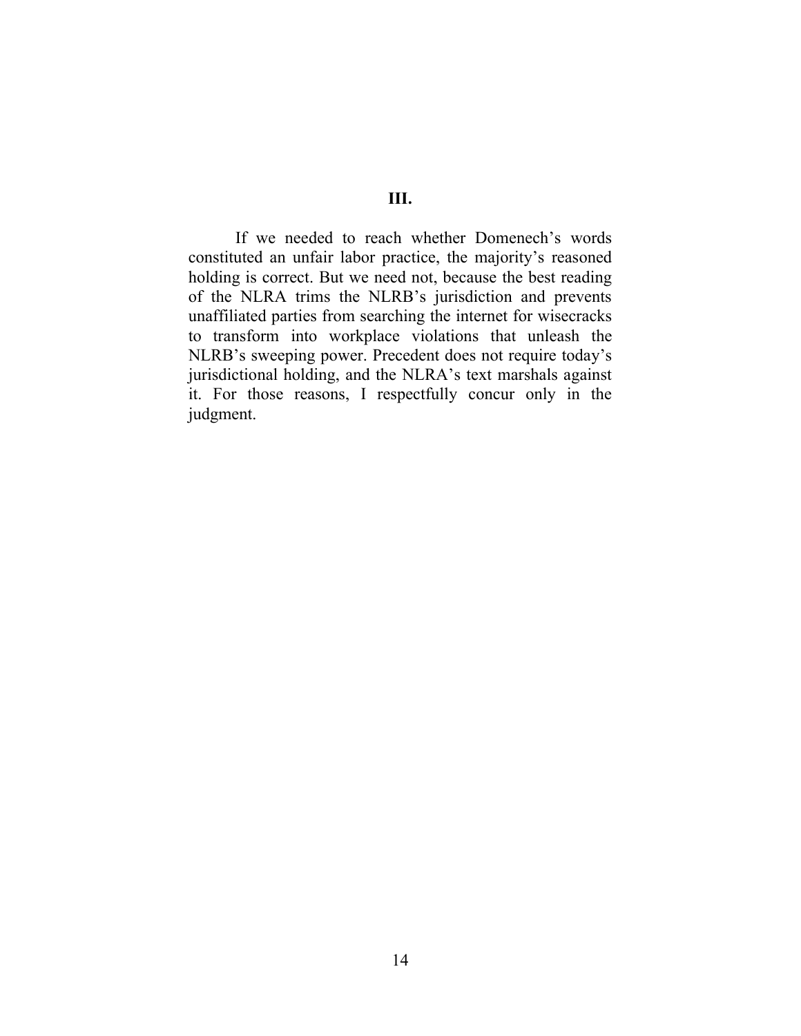## III.

If we needed to reach whether Domenech's words constituted an unfair labor practice, the majority's reasoned holding is correct. But we need not, because the best reading of the NLRA trims the NLRB's jurisdiction and prevents unaffiliated parties from searching the internet for wisecracks to transform into workplace violations that unleash the NLRB's sweeping power. Precedent does not require today's jurisdictional holding, and the NLRA's text marshals against it. For those reasons, I respectfully concur only in the judgment.